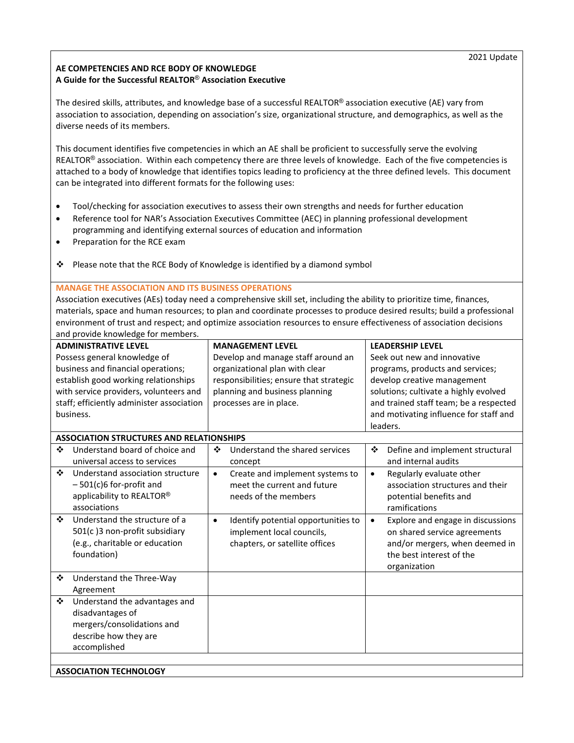2021 Update

**AE COMPETENCIES AND RCE BODY OF KNOWLEDGE**
**A Guide for the Successful REALTOR® Association Executive**

The desired skills, attributes, and knowledge base of a successful REALTOR® association executive (AE) vary from association to association, depending on association's size, organizational structure, and demographics, as well as the diverse needs of its members.

This document identifies five competencies in which an AE shall be proficient to successfully serve the evolving REALTOR® association. Within each competency there are three levels of knowledge. Each of the five competencies is attached to a body of knowledge that identifies topics leading to proficiency at the three defined levels. This document can be integrated into different formats for the following uses:

- Tool/checking for association executives to assess their own strengths and needs for further education
- Reference tool for NAR's Association Executives Committee (AEC) in planning professional development programming and identifying external sources of education and information
- Preparation for the RCE exam

❖ Please note that the RCE Body of Knowledge is identified by a diamond symbol

## MANAGE THE ASSOCIATION AND ITS BUSINESS OPERATIONS

Association executives (AEs) today need a comprehensive skill set, including the ability to prioritize time, finances, materials, space and human resources; to plan and coordinate processes to produce desired results; build a professional environment of trust and respect; and optimize association resources to ensure effectiveness of association decisions and provide knowledge for members.

| ADMINISTRATIVE LEVEL | MANAGEMENT LEVEL | LEADERSHIP LEVEL |
|---|---|---|
| Possess general knowledge of business and financial operations; establish good working relationships with service providers, volunteers and staff; efficiently administer association business. | Develop and manage staff around an organizational plan with clear responsibilities; ensure that strategic planning and business planning processes are in place. | Seek out new and innovative programs, products and services; develop creative management solutions; cultivate a highly evolved and trained staff team; be a respected and motivating influence for staff and leaders. |
| **ASSOCIATION STRUCTURES AND RELATIONSHIPS** | | |
| ❖ Understand board of choice and universal access to services | ❖ Understand the shared services concept | ❖ Define and implement structural and internal audits |
| ❖ Understand association structure – 501(c)6 for-profit and applicability to REALTOR® associations | • Create and implement systems to meet the current and future needs of the members | • Regularly evaluate other association structures and their potential benefits and ramifications |
| ❖ Understand the structure of a 501(c )3 non-profit subsidiary (e.g., charitable or education foundation) | • Identify potential opportunities to implement local councils, chapters, or satellite offices | • Explore and engage in discussions on shared service agreements and/or mergers, when deemed in the best interest of the organization |
| ❖ Understand the Three-Way Agreement | | |
| ❖ Understand the advantages and disadvantages of mergers/consolidations and describe how they are accomplished | | |
| | | |
| **ASSOCIATION TECHNOLOGY** | | |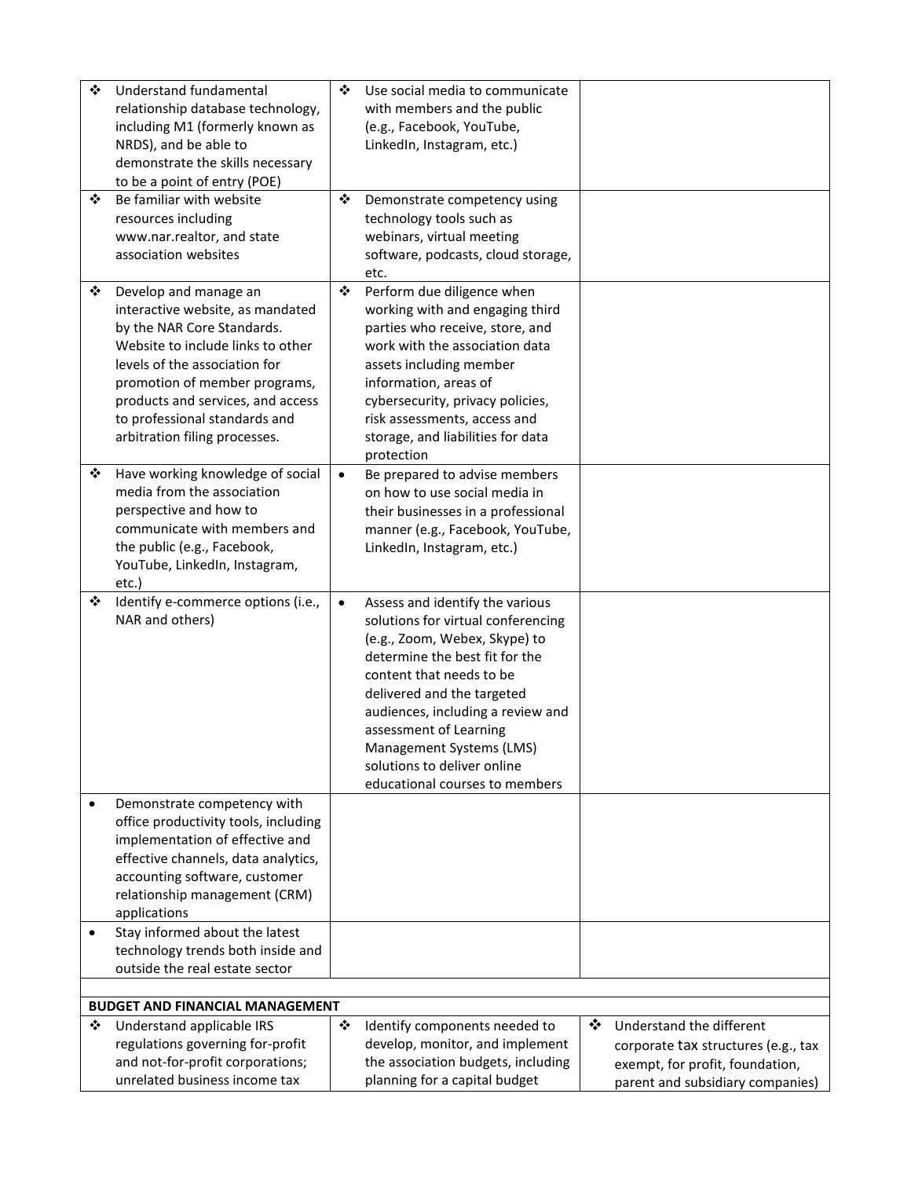| | | |
|---|---|---|
| ❖ Understand fundamental relationship database technology, including M1 (formerly known as NRDS), and be able to demonstrate the skills necessary to be a point of entry (POE) | ❖ Use social media to communicate with members and the public (e.g., Facebook, YouTube, LinkedIn, Instagram, etc.) | |
| ❖ Be familiar with website resources including www.nar.realtor, and state association websites | ❖ Demonstrate competency using technology tools such as webinars, virtual meeting software, podcasts, cloud storage, etc. | |
| ❖ Develop and manage an interactive website, as mandated by the NAR Core Standards. Website to include links to other levels of the association for promotion of member programs, products and services, and access to professional standards and arbitration filing processes. | ❖ Perform due diligence when working with and engaging third parties who receive, store, and work with the association data assets including member information, areas of cybersecurity, privacy policies, risk assessments, access and storage, and liabilities for data protection | |
| ❖ Have working knowledge of social media from the association perspective and how to communicate with members and the public (e.g., Facebook, YouTube, LinkedIn, Instagram, etc.) | • Be prepared to advise members on how to use social media in their businesses in a professional manner (e.g., Facebook, YouTube, LinkedIn, Instagram, etc.) | |
| ❖ Identify e-commerce options (i.e., NAR and others) | • Assess and identify the various solutions for virtual conferencing (e.g., Zoom, Webex, Skype) to determine the best fit for the content that needs to be delivered and the targeted audiences, including a review and assessment of Learning Management Systems (LMS) solutions to deliver online educational courses to members | |
| • Demonstrate competency with office productivity tools, including implementation of effective and effective channels, data analytics, accounting software, customer relationship management (CRM) applications | | |
| • Stay informed about the latest technology trends both inside and outside the real estate sector | | |
| | | |
| **BUDGET AND FINANCIAL MANAGEMENT** | | |
| ❖ Understand applicable IRS regulations governing for-profit and not-for-profit corporations; unrelated business income tax | ❖ Identify components needed to develop, monitor, and implement the association budgets, including planning for a capital budget | ❖ Understand the different corporate tax structures (e.g., tax exempt, for profit, foundation, parent and subsidiary companies) |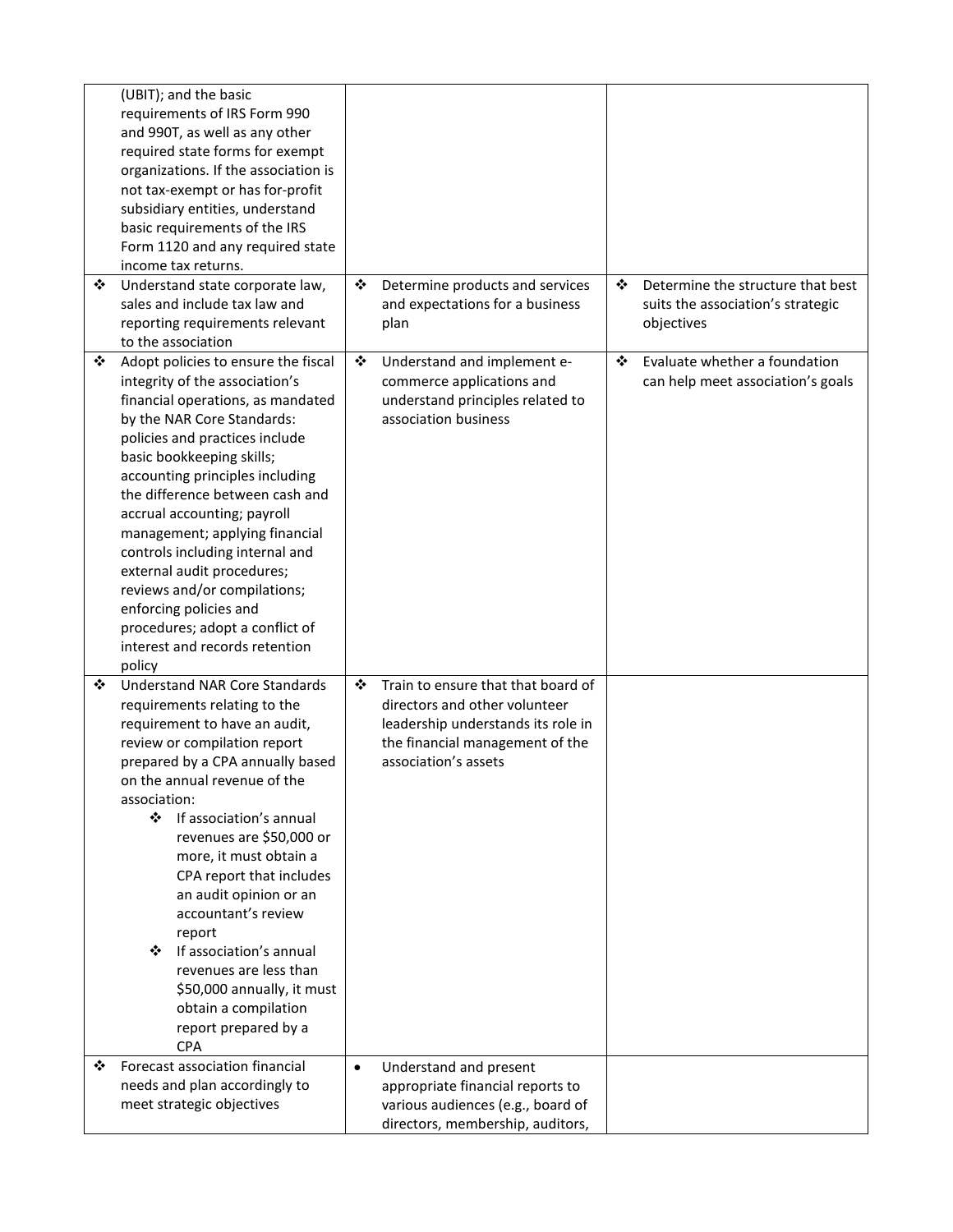| | | |
|---|---|---|
| (UBIT); and the basic requirements of IRS Form 990 and 990T, as well as any other required state forms for exempt organizations. If the association is not tax-exempt or has for-profit subsidiary entities, understand basic requirements of the IRS Form 1120 and any required state income tax returns. | | |
| ❖ Understand state corporate law, sales and include tax law and reporting requirements relevant to the association | ❖ Determine products and services and expectations for a business plan | ❖ Determine the structure that best suits the association's strategic objectives |
| ❖ Adopt policies to ensure the fiscal integrity of the association's financial operations, as mandated by the NAR Core Standards: policies and practices include basic bookkeeping skills; accounting principles including the difference between cash and accrual accounting; payroll management; applying financial controls including internal and external audit procedures; reviews and/or compilations; enforcing policies and procedures; adopt a conflict of interest and records retention policy | ❖ Understand and implement e-commerce applications and understand principles related to association business | ❖ Evaluate whether a foundation can help meet association's goals |
| ❖ Understand NAR Core Standards requirements relating to the requirement to have an audit, review or compilation report prepared by a CPA annually based on the annual revenue of the association:<br>❖ If association's annual revenues are \$50,000 or more, it must obtain a CPA report that includes an audit opinion or an accountant's review report<br>❖ If association's annual revenues are less than \$50,000 annually, it must obtain a compilation report prepared by a CPA | ❖ Train to ensure that that board of directors and other volunteer leadership understands its role in the financial management of the association's assets | |
| ❖ Forecast association financial needs and plan accordingly to meet strategic objectives | • Understand and present appropriate financial reports to various audiences (e.g., board of directors, membership, auditors, | |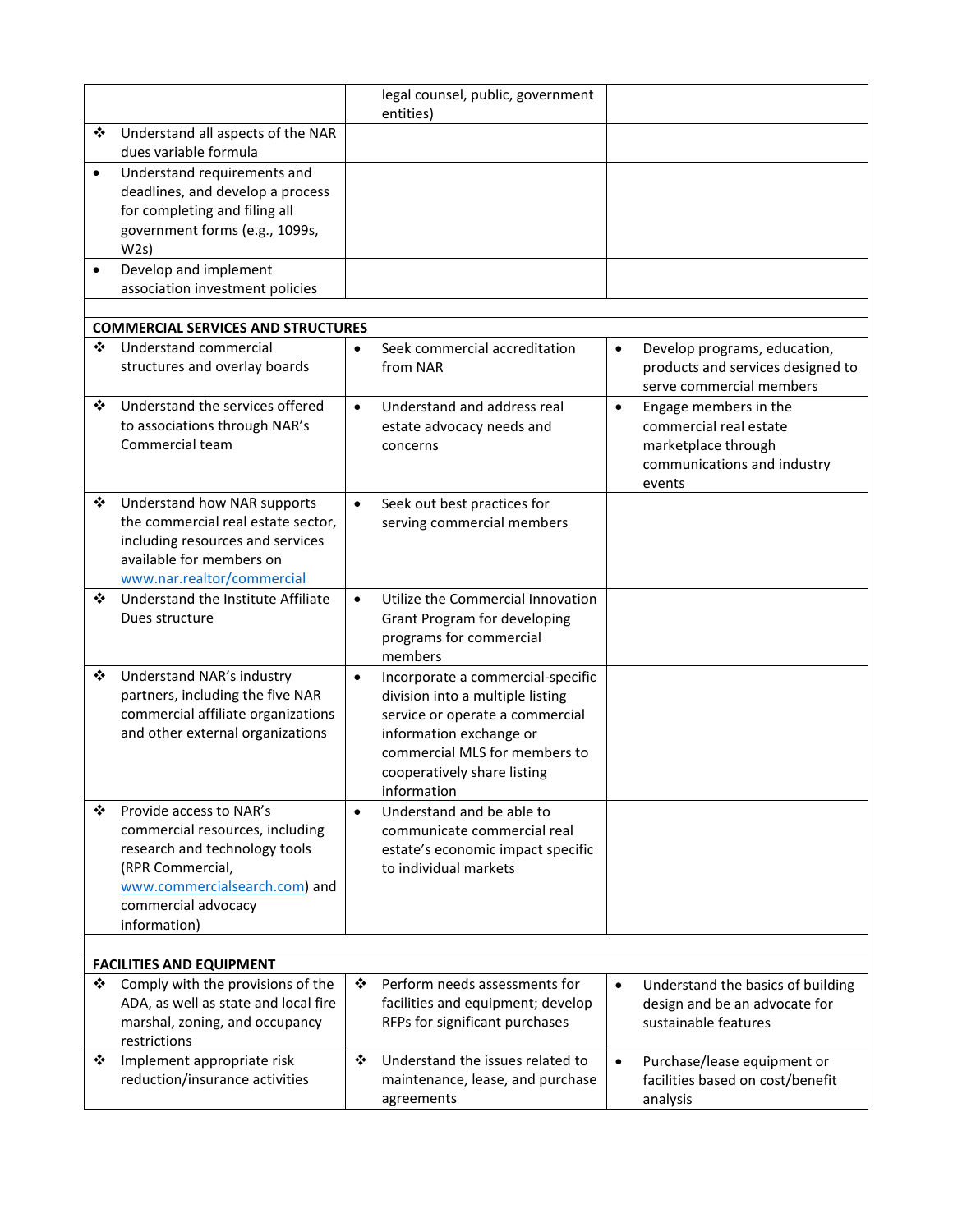| | | |
|---|---|---|
| | legal counsel, public, government entities) | |
| ❖ Understand all aspects of the NAR dues variable formula | | |
| • Understand requirements and deadlines, and develop a process for completing and filing all government forms (e.g., 1099s, W2s) | | |
| • Develop and implement association investment policies | | |
| | | |
| **COMMERCIAL SERVICES AND STRUCTURES** | | |
| ❖ Understand commercial structures and overlay boards | • Seek commercial accreditation from NAR | • Develop programs, education, products and services designed to serve commercial members |
| ❖ Understand the services offered to associations through NAR's Commercial team | • Understand and address real estate advocacy needs and concerns | • Engage members in the commercial real estate marketplace through communications and industry events |
| ❖ Understand how NAR supports the commercial real estate sector, including resources and services available for members on www.nar.realtor/commercial | • Seek out best practices for serving commercial members | |
| ❖ Understand the Institute Affiliate Dues structure | • Utilize the Commercial Innovation Grant Program for developing programs for commercial members | |
| ❖ Understand NAR's industry partners, including the five NAR commercial affiliate organizations and other external organizations | • Incorporate a commercial-specific division into a multiple listing service or operate a commercial information exchange or commercial MLS for members to cooperatively share listing information | |
| ❖ Provide access to NAR's commercial resources, including research and technology tools (RPR Commercial, www.commercialsearch.com) and commercial advocacy information) | • Understand and be able to communicate commercial real estate's economic impact specific to individual markets | |
| | | |
| **FACILITIES AND EQUIPMENT** | | |
| ❖ Comply with the provisions of the ADA, as well as state and local fire marshal, zoning, and occupancy restrictions | ❖ Perform needs assessments for facilities and equipment; develop RFPs for significant purchases | • Understand the basics of building design and be an advocate for sustainable features |
| ❖ Implement appropriate risk reduction/insurance activities | ❖ Understand the issues related to maintenance, lease, and purchase agreements | • Purchase/lease equipment or facilities based on cost/benefit analysis |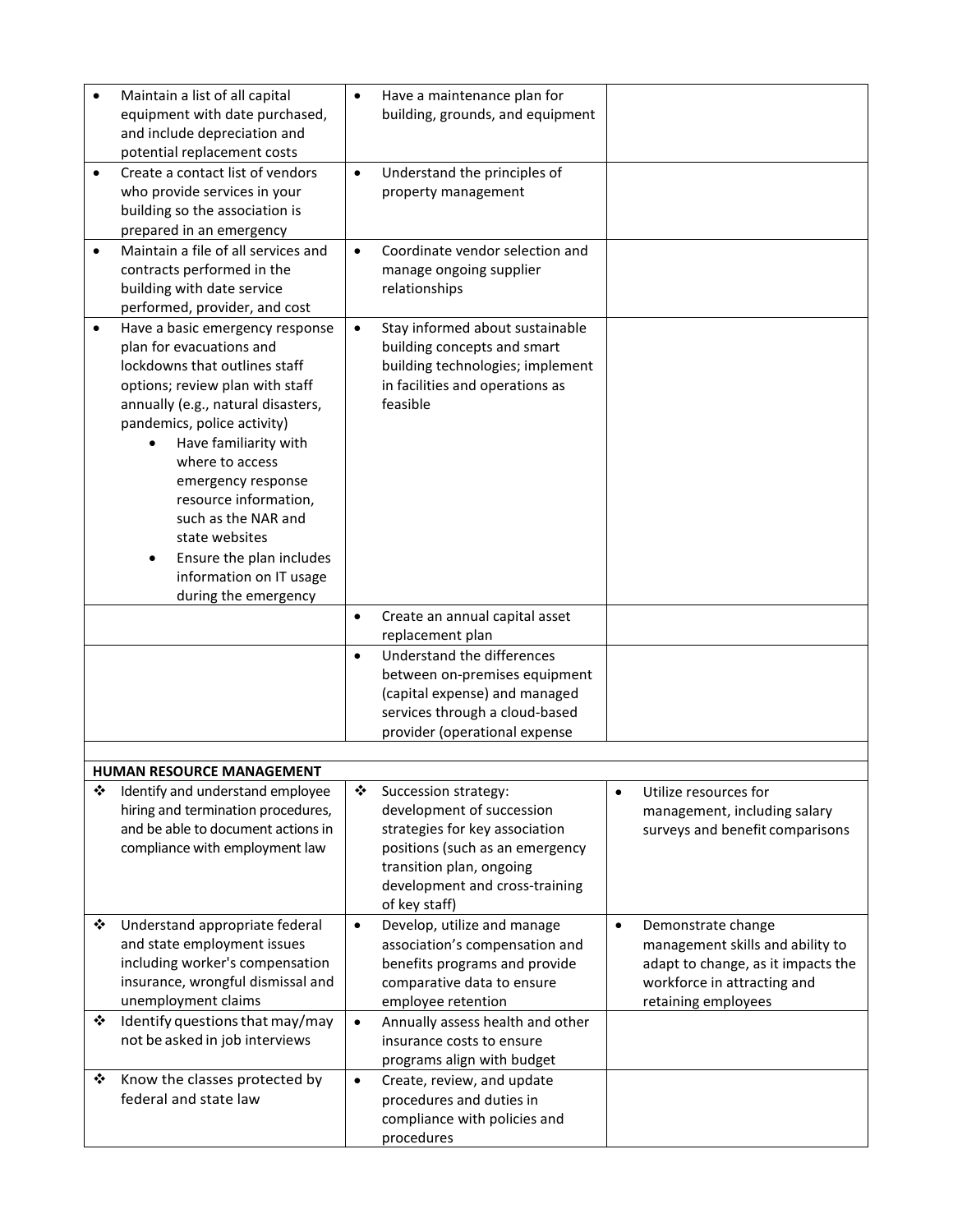| | | |
|---|---|---|
| • Maintain a list of all capital equipment with date purchased, and include depreciation and potential replacement costs | • Have a maintenance plan for building, grounds, and equipment | |
| • Create a contact list of vendors who provide services in your building so the association is prepared in an emergency | • Understand the principles of property management | |
| • Maintain a file of all services and contracts performed in the building with date service performed, provider, and cost | • Coordinate vendor selection and manage ongoing supplier relationships | |
| • Have a basic emergency response plan for evacuations and lockdowns that outlines staff options; review plan with staff annually (e.g., natural disasters, pandemics, police activity)<br>  ◦ Have familiarity with where to access emergency response resource information, such as the NAR and state websites<br>  ◦ Ensure the plan includes information on IT usage during the emergency | • Stay informed about sustainable building concepts and smart building technologies; implement in facilities and operations as feasible | |
| | • Create an annual capital asset replacement plan | |
| | • Understand the differences between on-premises equipment (capital expense) and managed services through a cloud-based provider (operational expense | |
| | | |
| **HUMAN RESOURCE MANAGEMENT** | | |
| ❖ Identify and understand employee hiring and termination procedures, and be able to document actions in compliance with employment law | ❖ Succession strategy: development of succession strategies for key association positions (such as an emergency transition plan, ongoing development and cross-training of key staff) | • Utilize resources for management, including salary surveys and benefit comparisons |
| ❖ Understand appropriate federal and state employment issues including worker's compensation insurance, wrongful dismissal and unemployment claims | • Develop, utilize and manage association's compensation and benefits programs and provide comparative data to ensure employee retention | • Demonstrate change management skills and ability to adapt to change, as it impacts the workforce in attracting and retaining employees |
| ❖ Identify questions that may/may not be asked in job interviews | • Annually assess health and other insurance costs to ensure programs align with budget | |
| ❖ Know the classes protected by federal and state law | • Create, review, and update procedures and duties in compliance with policies and procedures | |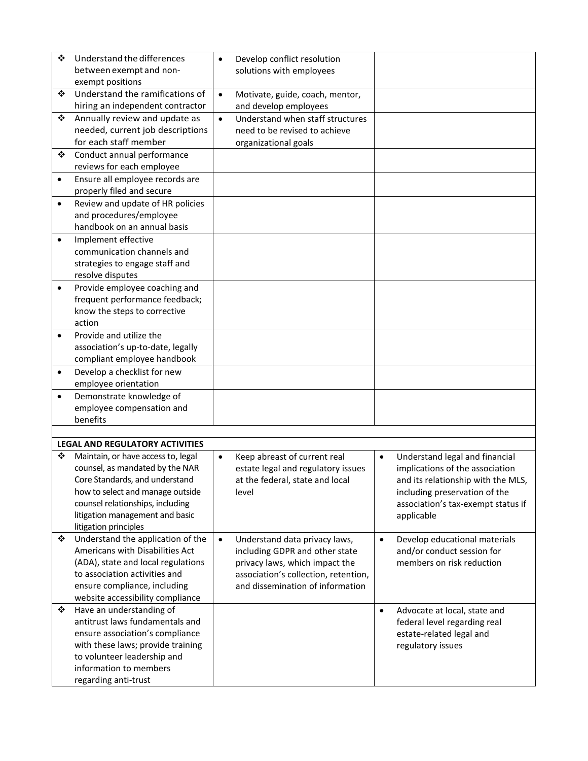| | | |
|---|---|---|
| ❖ Understand the differences between exempt and non-exempt positions | • Develop conflict resolution solutions with employees | |
| ❖ Understand the ramifications of hiring an independent contractor | • Motivate, guide, coach, mentor, and develop employees | |
| ❖ Annually review and update as needed, current job descriptions for each staff member | • Understand when staff structures need to be revised to achieve organizational goals | |
| ❖ Conduct annual performance reviews for each employee | | |
| • Ensure all employee records are properly filed and secure | | |
| • Review and update of HR policies and procedures/employee handbook on an annual basis | | |
| • Implement effective communication channels and strategies to engage staff and resolve disputes | | |
| • Provide employee coaching and frequent performance feedback; know the steps to corrective action | | |
| • Provide and utilize the association's up-to-date, legally compliant employee handbook | | |
| • Develop a checklist for new employee orientation | | |
| • Demonstrate knowledge of employee compensation and benefits | | |
| | | |
| **LEGAL AND REGULATORY ACTIVITIES** | | |
| ❖ Maintain, or have access to, legal counsel, as mandated by the NAR Core Standards, and understand how to select and manage outside counsel relationships, including litigation management and basic litigation principles | • Keep abreast of current real estate legal and regulatory issues at the federal, state and local level | • Understand legal and financial implications of the association and its relationship with the MLS, including preservation of the association's tax-exempt status if applicable |
| ❖ Understand the application of the Americans with Disabilities Act (ADA), state and local regulations to association activities and ensure compliance, including website accessibility compliance | • Understand data privacy laws, including GDPR and other state privacy laws, which impact the association's collection, retention, and dissemination of information | • Develop educational materials and/or conduct session for members on risk reduction |
| ❖ Have an understanding of antitrust laws fundamentals and ensure association's compliance with these laws; provide training to volunteer leadership and information to members regarding anti-trust | | • Advocate at local, state and federal level regarding real estate-related legal and regulatory issues |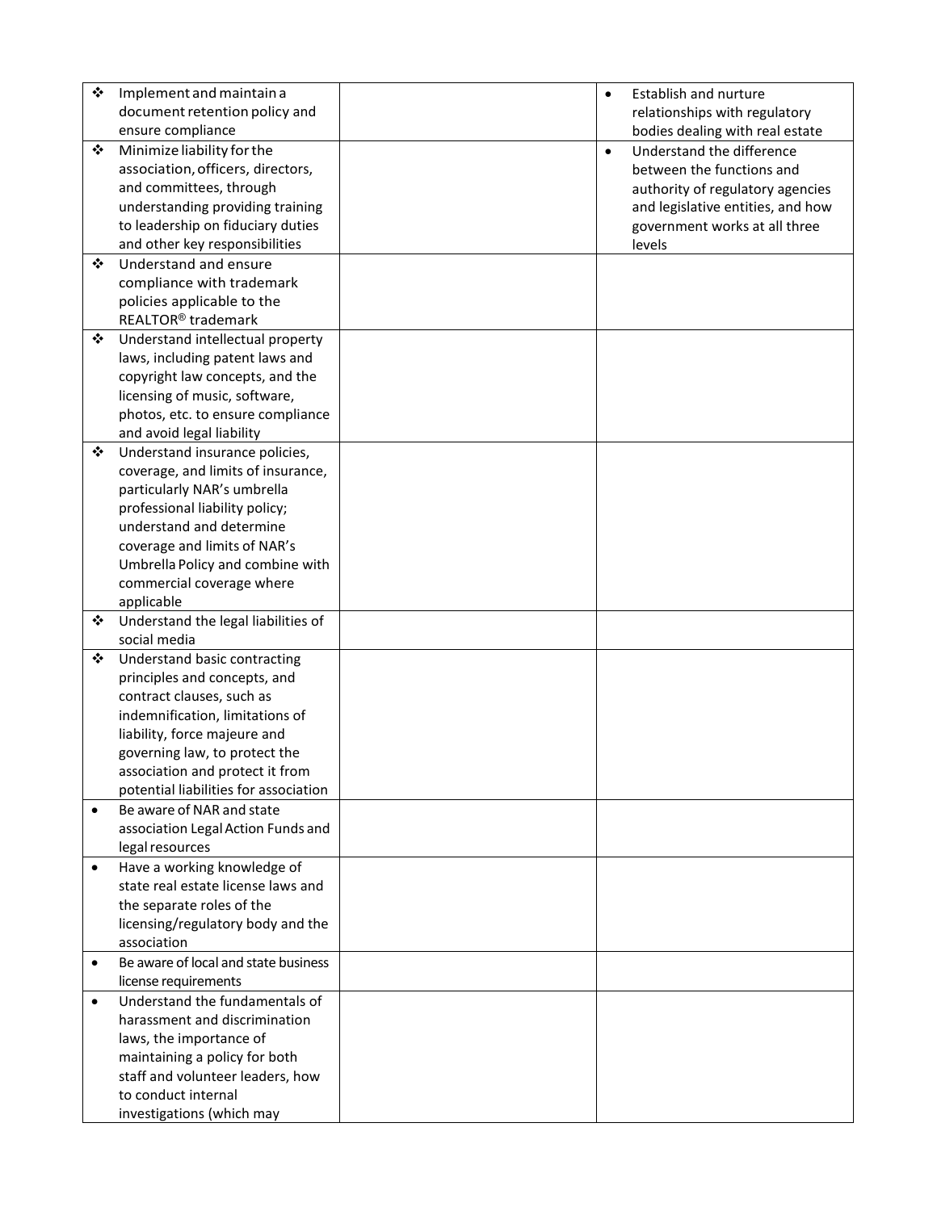| | | |
|---|---|---|
| ❖ Implement and maintain a document retention policy and ensure compliance | | • Establish and nurture relationships with regulatory bodies dealing with real estate |
| ❖ Minimize liability for the association, officers, directors, and committees, through understanding providing training to leadership on fiduciary duties and other key responsibilities | | • Understand the difference between the functions and authority of regulatory agencies and legislative entities, and how government works at all three levels |
| ❖ Understand and ensure compliance with trademark policies applicable to the REALTOR® trademark | | |
| ❖ Understand intellectual property laws, including patent laws and copyright law concepts, and the licensing of music, software, photos, etc. to ensure compliance and avoid legal liability | | |
| ❖ Understand insurance policies, coverage, and limits of insurance, particularly NAR's umbrella professional liability policy; understand and determine coverage and limits of NAR's Umbrella Policy and combine with commercial coverage where applicable | | |
| ❖ Understand the legal liabilities of social media | | |
| ❖ Understand basic contracting principles and concepts, and contract clauses, such as indemnification, limitations of liability, force majeure and governing law, to protect the association and protect it from potential liabilities for association | | |
| • Be aware of NAR and state association Legal Action Funds and legal resources | | |
| • Have a working knowledge of state real estate license laws and the separate roles of the licensing/regulatory body and the association | | |
| • Be aware of local and state business license requirements | | |
| • Understand the fundamentals of harassment and discrimination laws, the importance of maintaining a policy for both staff and volunteer leaders, how to conduct internal investigations (which may | | |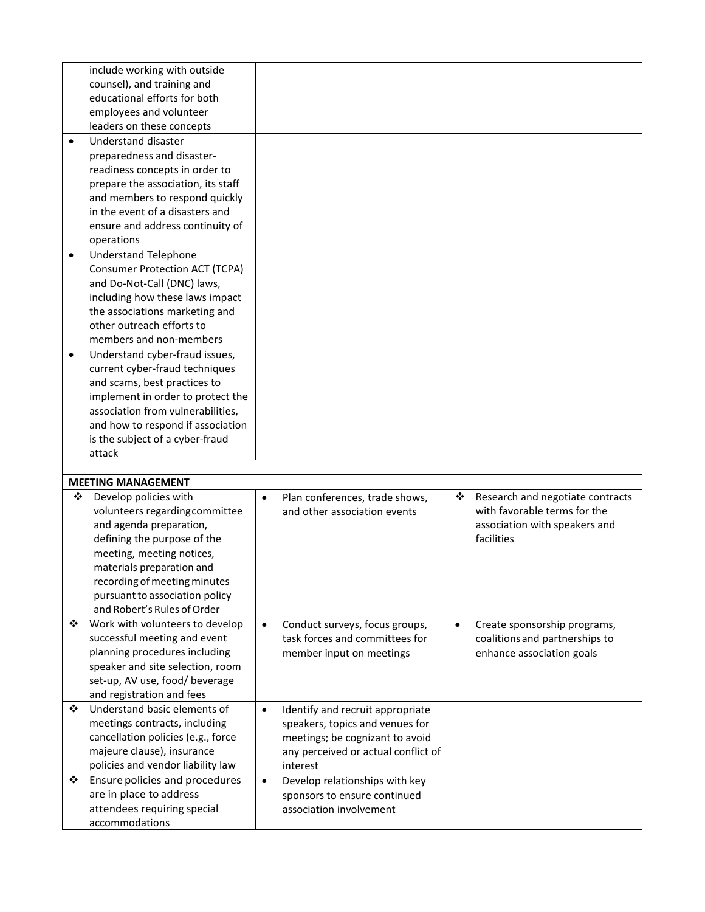| | | |
|---|---|---|
| include working with outside counsel), and training and educational efforts for both employees and volunteer leaders on these concepts | | |
| • Understand disaster preparedness and disaster-readiness concepts in order to prepare the association, its staff and members to respond quickly in the event of a disasters and ensure and address continuity of operations | | |
| • Understand Telephone Consumer Protection ACT (TCPA) and Do-Not-Call (DNC) laws, including how these laws impact the associations marketing and other outreach efforts to members and non-members | | |
| • Understand cyber-fraud issues, current cyber-fraud techniques and scams, best practices to implement in order to protect the association from vulnerabilities, and how to respond if association is the subject of a cyber-fraud attack | | |
| | | |
| **MEETING MANAGEMENT** | | |
| ❖ Develop policies with volunteers regarding committee and agenda preparation, defining the purpose of the meeting, meeting notices, materials preparation and recording of meeting minutes pursuant to association policy and Robert's Rules of Order | • Plan conferences, trade shows, and other association events | ❖ Research and negotiate contracts with favorable terms for the association with speakers and facilities |
| ❖ Work with volunteers to develop successful meeting and event planning procedures including speaker and site selection, room set-up, AV use, food/ beverage and registration and fees | • Conduct surveys, focus groups, task forces and committees for member input on meetings | • Create sponsorship programs, coalitions and partnerships to enhance association goals |
| ❖ Understand basic elements of meetings contracts, including cancellation policies (e.g., force majeure clause), insurance policies and vendor liability law | • Identify and recruit appropriate speakers, topics and venues for meetings; be cognizant to avoid any perceived or actual conflict of interest | |
| ❖ Ensure policies and procedures are in place to address attendees requiring special accommodations | • Develop relationships with key sponsors to ensure continued association involvement | |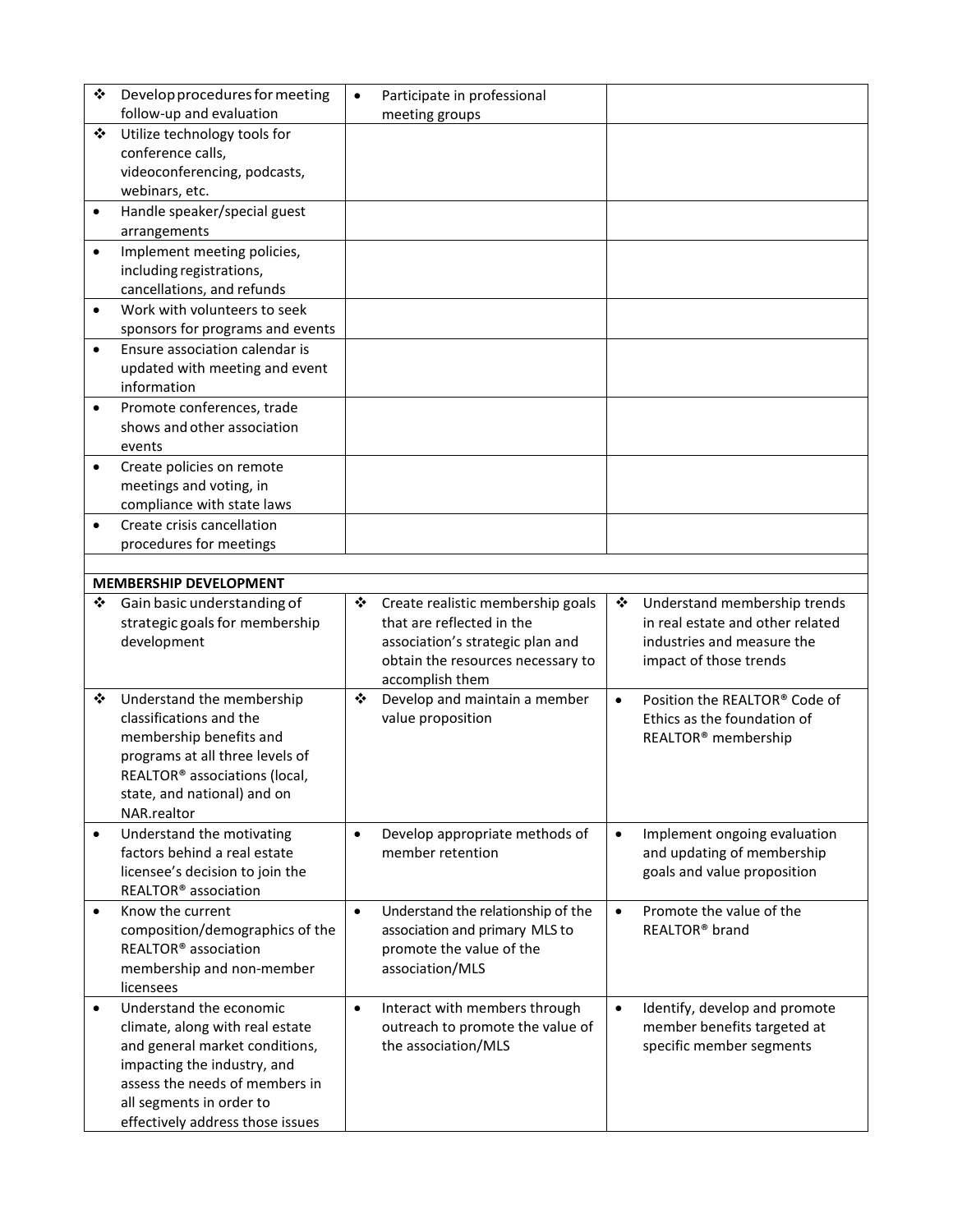| | | |
|---|---|---|
| ❖ Develop procedures for meeting follow-up and evaluation | • Participate in professional meeting groups | |
| ❖ Utilize technology tools for conference calls, videoconferencing, podcasts, webinars, etc. | | |
| • Handle speaker/special guest arrangements | | |
| • Implement meeting policies, including registrations, cancellations, and refunds | | |
| • Work with volunteers to seek sponsors for programs and events | | |
| • Ensure association calendar is updated with meeting and event information | | |
| • Promote conferences, trade shows and other association events | | |
| • Create policies on remote meetings and voting, in compliance with state laws | | |
| • Create crisis cancellation procedures for meetings | | |
| | | |
| **MEMBERSHIP DEVELOPMENT** | | |
| ❖ Gain basic understanding of strategic goals for membership development | ❖ Create realistic membership goals that are reflected in the association's strategic plan and obtain the resources necessary to accomplish them | ❖ Understand membership trends in real estate and other related industries and measure the impact of those trends |
| ❖ Understand the membership classifications and the membership benefits and programs at all three levels of REALTOR® associations (local, state, and national) and on NAR.realtor | ❖ Develop and maintain a member value proposition | • Position the REALTOR® Code of Ethics as the foundation of REALTOR® membership |
| • Understand the motivating factors behind a real estate licensee's decision to join the REALTOR® association | • Develop appropriate methods of member retention | • Implement ongoing evaluation and updating of membership goals and value proposition |
| • Know the current composition/demographics of the REALTOR® association membership and non-member licensees | • Understand the relationship of the association and primary MLS to promote the value of the association/MLS | • Promote the value of the REALTOR® brand |
| • Understand the economic climate, along with real estate and general market conditions, impacting the industry, and assess the needs of members in all segments in order to effectively address those issues | • Interact with members through outreach to promote the value of the association/MLS | • Identify, develop and promote member benefits targeted at specific member segments |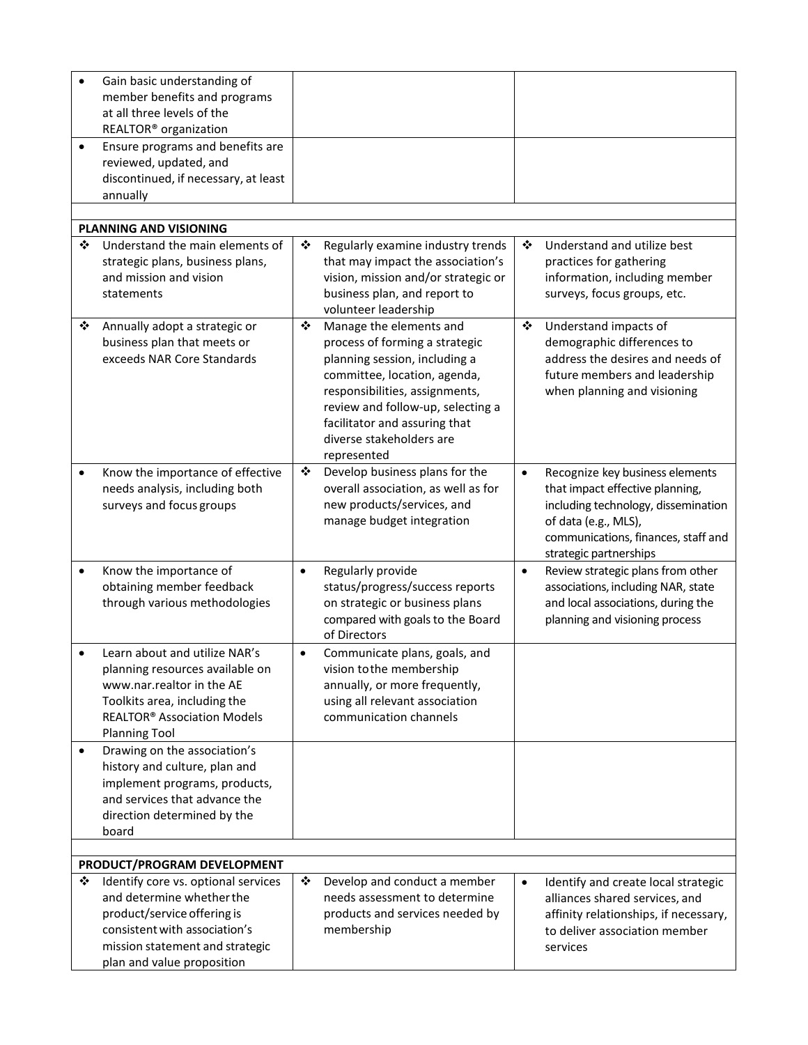| | | |
|---|---|---|
| • Gain basic understanding of member benefits and programs at all three levels of the REALTOR® organization | | |
| • Ensure programs and benefits are reviewed, updated, and discontinued, if necessary, at least annually | | |
| | | |
| **PLANNING AND VISIONING** | | |
| ❖ Understand the main elements of strategic plans, business plans, and mission and vision statements | ❖ Regularly examine industry trends that may impact the association's vision, mission and/or strategic or business plan, and report to volunteer leadership | ❖ Understand and utilize best practices for gathering information, including member surveys, focus groups, etc. |
| ❖ Annually adopt a strategic or business plan that meets or exceeds NAR Core Standards | ❖ Manage the elements and process of forming a strategic planning session, including a committee, location, agenda, responsibilities, assignments, review and follow-up, selecting a facilitator and assuring that diverse stakeholders are represented | ❖ Understand impacts of demographic differences to address the desires and needs of future members and leadership when planning and visioning |
| • Know the importance of effective needs analysis, including both surveys and focus groups | ❖ Develop business plans for the overall association, as well as for new products/services, and manage budget integration | • Recognize key business elements that impact effective planning, including technology, dissemination of data (e.g., MLS), communications, finances, staff and strategic partnerships |
| • Know the importance of obtaining member feedback through various methodologies | • Regularly provide status/progress/success reports on strategic or business plans compared with goals to the Board of Directors | • Review strategic plans from other associations, including NAR, state and local associations, during the planning and visioning process |
| • Learn about and utilize NAR's planning resources available on www.nar.realtor in the AE Toolkits area, including the REALTOR® Association Models Planning Tool | • Communicate plans, goals, and vision to the membership annually, or more frequently, using all relevant association communication channels | |
| • Drawing on the association's history and culture, plan and implement programs, products, and services that advance the direction determined by the board | | |
| | | |
| **PRODUCT/PROGRAM DEVELOPMENT** | | |
| ❖ Identify core vs. optional services and determine whether the product/service offering is consistent with association's mission statement and strategic plan and value proposition | ❖ Develop and conduct a member needs assessment to determine products and services needed by membership | • Identify and create local strategic alliances shared services, and affinity relationships, if necessary, to deliver association member services |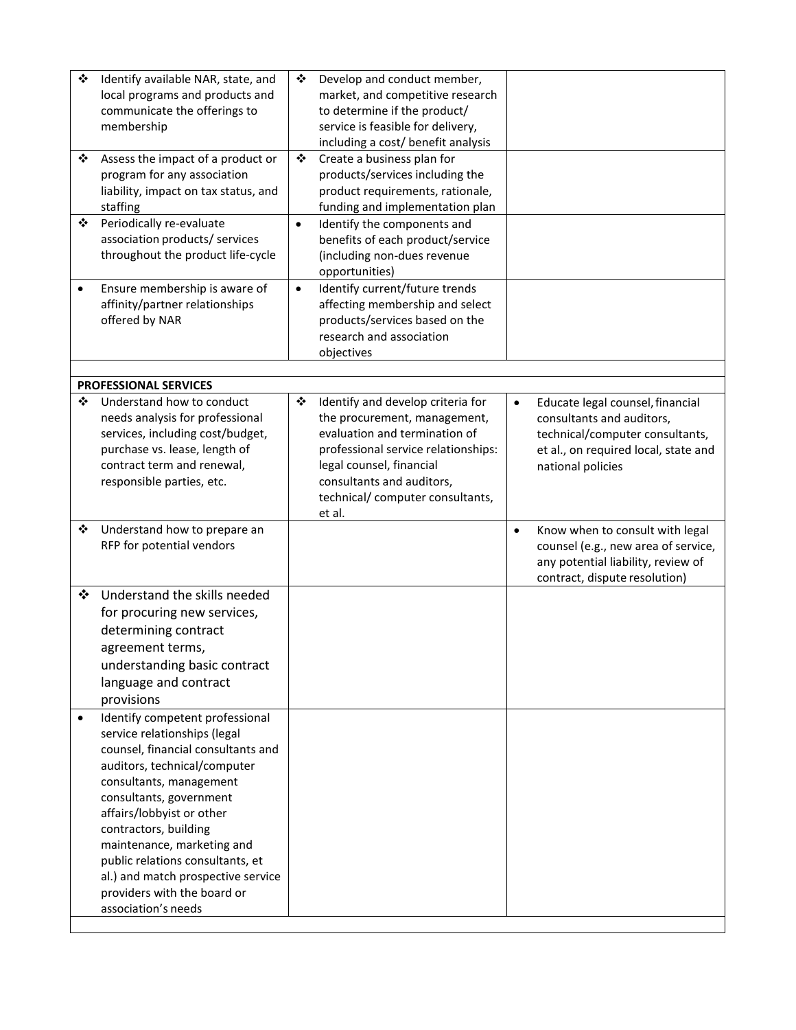| | | |
|---|---|---|
| ❖ Identify available NAR, state, and local programs and products and communicate the offerings to membership | ❖ Develop and conduct member, market, and competitive research to determine if the product/ service is feasible for delivery, including a cost/ benefit analysis | |
| ❖ Assess the impact of a product or program for any association liability, impact on tax status, and staffing | ❖ Create a business plan for products/services including the product requirements, rationale, funding and implementation plan | |
| ❖ Periodically re-evaluate association products/ services throughout the product life-cycle | • Identify the components and benefits of each product/service (including non-dues revenue opportunities) | |
| • Ensure membership is aware of affinity/partner relationships offered by NAR | • Identify current/future trends affecting membership and select products/services based on the research and association objectives | |
| | | |
| **PROFESSIONAL SERVICES** | | |
| ❖ Understand how to conduct needs analysis for professional services, including cost/budget, purchase vs. lease, length of contract term and renewal, responsible parties, etc. | ❖ Identify and develop criteria for the procurement, management, evaluation and termination of professional service relationships: legal counsel, financial consultants and auditors, technical/ computer consultants, et al. | • Educate legal counsel, financial consultants and auditors, technical/computer consultants, et al., on required local, state and national policies |
| ❖ Understand how to prepare an RFP for potential vendors | | • Know when to consult with legal counsel (e.g., new area of service, any potential liability, review of contract, dispute resolution) |
| ❖ Understand the skills needed for procuring new services, determining contract agreement terms, understanding basic contract language and contract provisions | | |
| • Identify competent professional service relationships (legal counsel, financial consultants and auditors, technical/computer consultants, management consultants, government affairs/lobbyist or other contractors, building maintenance, marketing and public relations consultants, et al.) and match prospective service providers with the board or association's needs | | |
| | | |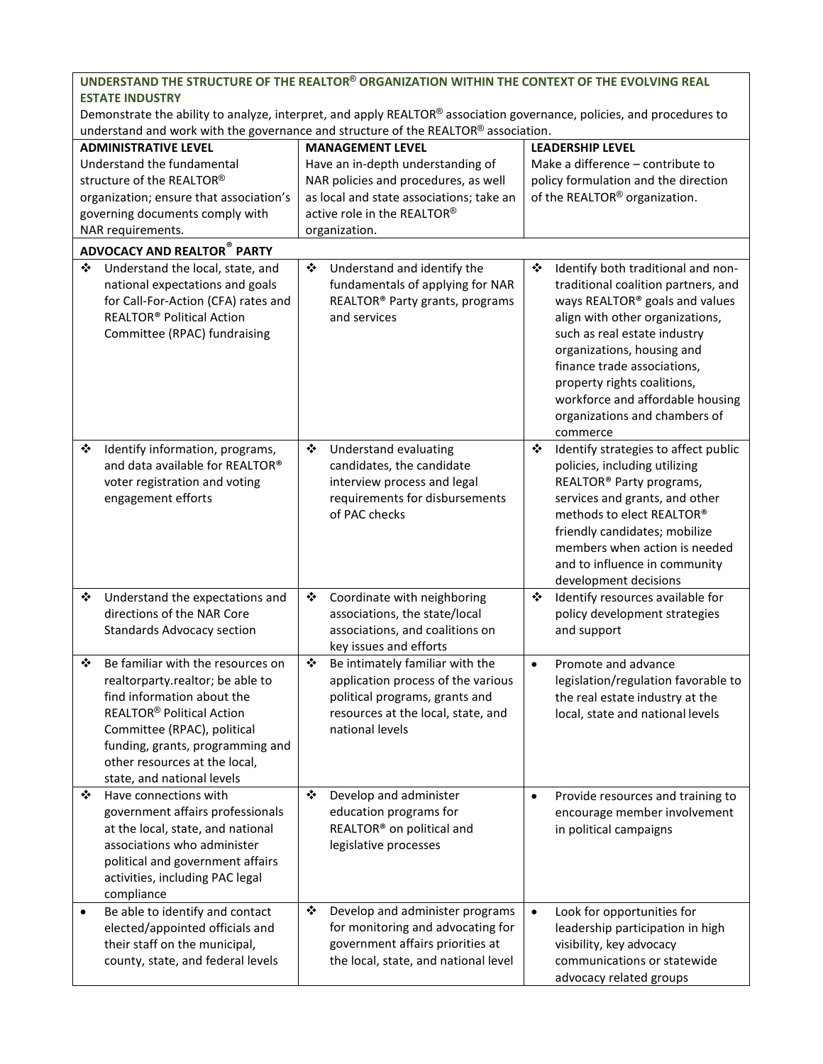| **UNDERSTAND THE STRUCTURE OF THE REALTOR® ORGANIZATION WITHIN THE CONTEXT OF THE EVOLVING REAL ESTATE INDUSTRY**<br>Demonstrate the ability to analyze, interpret, and apply REALTOR® association governance, policies, and procedures to understand and work with the governance and structure of the REALTOR® association. | | |
|---|---|---|
| **ADMINISTRATIVE LEVEL**<br>Understand the fundamental structure of the REALTOR® organization; ensure that association's governing documents comply with NAR requirements. | **MANAGEMENT LEVEL**<br>Have an in-depth understanding of NAR policies and procedures, as well as local and state associations; take an active role in the REALTOR® organization. | **LEADERSHIP LEVEL**<br>Make a difference – contribute to policy formulation and the direction of the REALTOR® organization. |
| **ADVOCACY AND REALTOR® PARTY** | | |
| ❖ Understand the local, state, and national expectations and goals for Call-For-Action (CFA) rates and REALTOR® Political Action Committee (RPAC) fundraising | ❖ Understand and identify the fundamentals of applying for NAR REALTOR® Party grants, programs and services | ❖ Identify both traditional and non-traditional coalition partners, and ways REALTOR® goals and values align with other organizations, such as real estate industry organizations, housing and finance trade associations, property rights coalitions, workforce and affordable housing organizations and chambers of commerce |
| ❖ Identify information, programs, and data available for REALTOR® voter registration and voting engagement efforts | ❖ Understand evaluating candidates, the candidate interview process and legal requirements for disbursements of PAC checks | ❖ Identify strategies to affect public policies, including utilizing REALTOR® Party programs, services and grants, and other methods to elect REALTOR® friendly candidates; mobilize members when action is needed and to influence in community development decisions |
| ❖ Understand the expectations and directions of the NAR Core Standards Advocacy section | ❖ Coordinate with neighboring associations, the state/local associations, and coalitions on key issues and efforts | ❖ Identify resources available for policy development strategies and support |
| ❖ Be familiar with the resources on realtorparty.realtor; be able to find information about the REALTOR® Political Action Committee (RPAC), political funding, grants, programming and other resources at the local, state, and national levels | ❖ Be intimately familiar with the application process of the various political programs, grants and resources at the local, state, and national levels | • Promote and advance legislation/regulation favorable to the real estate industry at the local, state and national levels |
| ❖ Have connections with government affairs professionals at the local, state, and national associations who administer political and government affairs activities, including PAC legal compliance | ❖ Develop and administer education programs for REALTOR® on political and legislative processes | • Provide resources and training to encourage member involvement in political campaigns |
| • Be able to identify and contact elected/appointed officials and their staff on the municipal, county, state, and federal levels | ❖ Develop and administer programs for monitoring and advocating for government affairs priorities at the local, state, and national level | • Look for opportunities for leadership participation in high visibility, key advocacy communications or statewide advocacy related groups |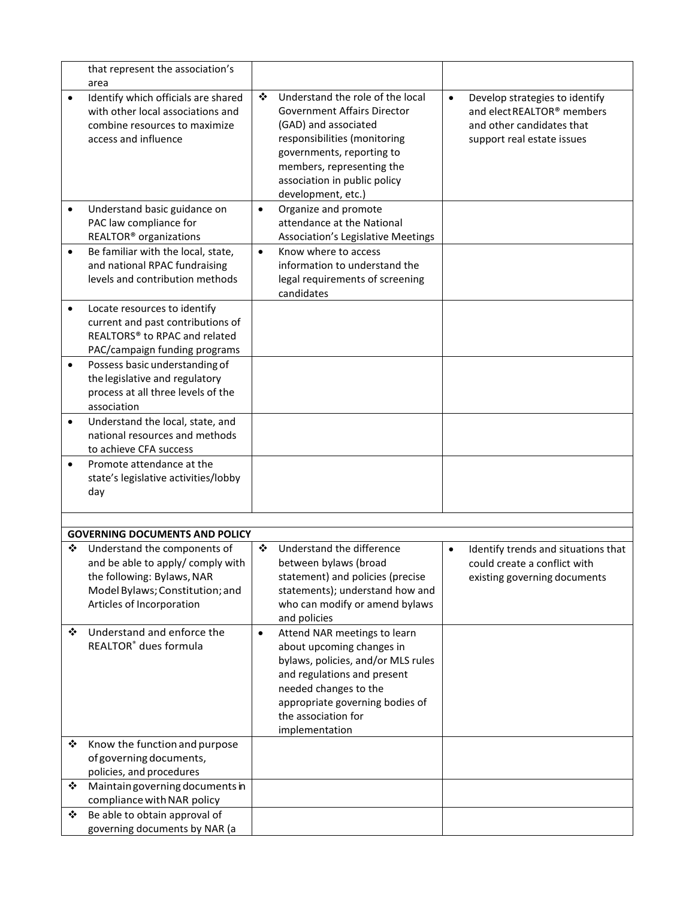| | | |
|---|---|---|
| that represent the association's area | | |
| • Identify which officials are shared with other local associations and combine resources to maximize access and influence | ❖ Understand the role of the local Government Affairs Director (GAD) and associated responsibilities (monitoring governments, reporting to members, representing the association in public policy development, etc.) | • Develop strategies to identify and elect REALTOR® members and other candidates that support real estate issues |
| • Understand basic guidance on PAC law compliance for REALTOR® organizations | • Organize and promote attendance at the National Association's Legislative Meetings | |
| • Be familiar with the local, state, and national RPAC fundraising levels and contribution methods | • Know where to access information to understand the legal requirements of screening candidates | |
| • Locate resources to identify current and past contributions of REALTORS® to RPAC and related PAC/campaign funding programs | | |
| • Possess basic understanding of the legislative and regulatory process at all three levels of the association | | |
| • Understand the local, state, and national resources and methods to achieve CFA success | | |
| • Promote attendance at the state's legislative activities/lobby day | | |
| | | |
| **GOVERNING DOCUMENTS AND POLICY** | | |
| ❖ Understand the components of and be able to apply/ comply with the following: Bylaws, NAR Model Bylaws; Constitution; and Articles of Incorporation | ❖ Understand the difference between bylaws (broad statement) and policies (precise statements); understand how and who can modify or amend bylaws and policies | • Identify trends and situations that could create a conflict with existing governing documents |
| ❖ Understand and enforce the REALTOR® dues formula | • Attend NAR meetings to learn about upcoming changes in bylaws, policies, and/or MLS rules and regulations and present needed changes to the appropriate governing bodies of the association for implementation | |
| ❖ Know the function and purpose of governing documents, policies, and procedures | | |
| ❖ Maintain governing documents in compliance with NAR policy | | |
| ❖ Be able to obtain approval of governing documents by NAR (a | | |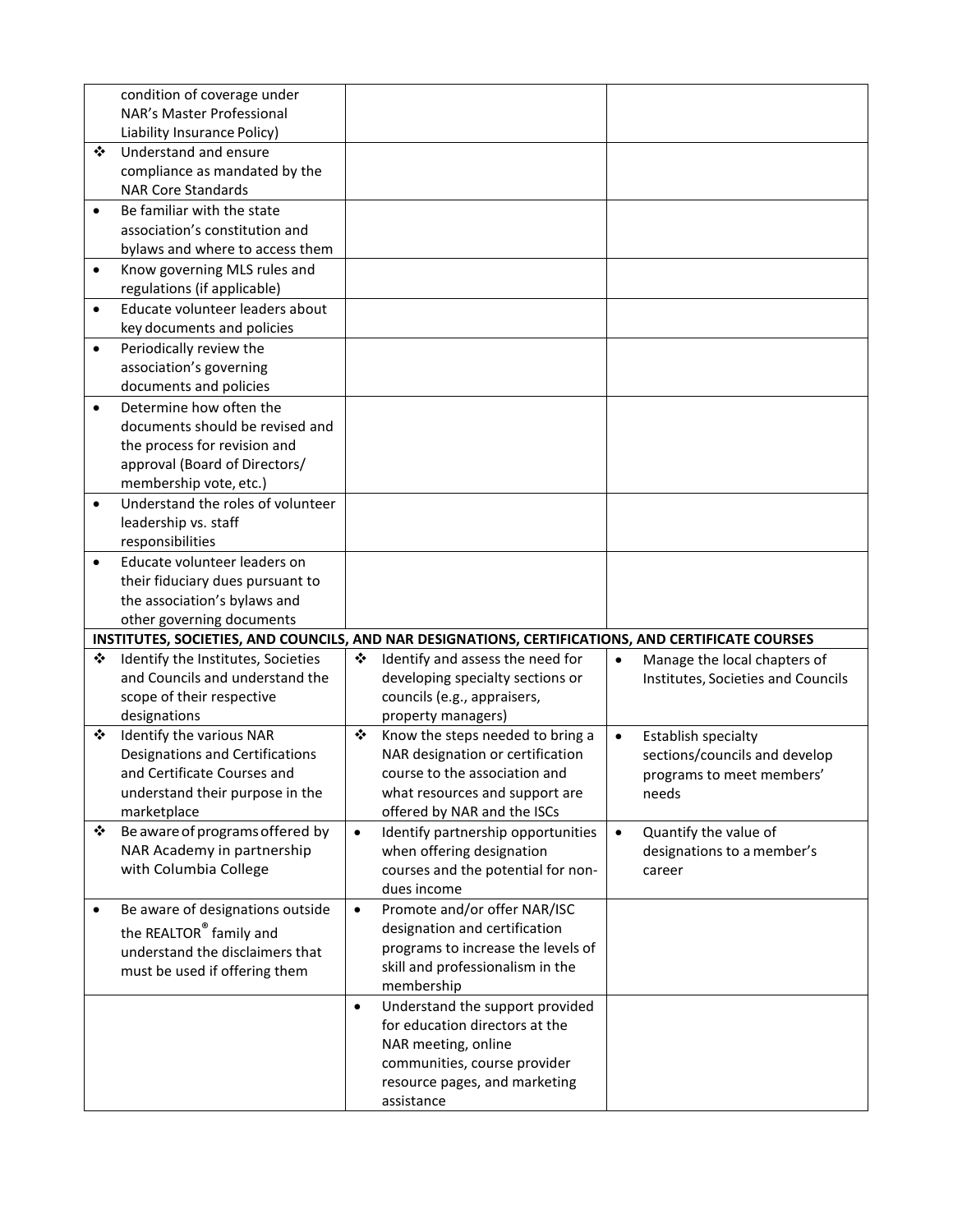| | | |
|---|---|---|
| condition of coverage under NAR's Master Professional Liability Insurance Policy) | | |
| ❖ Understand and ensure compliance as mandated by the NAR Core Standards | | |
| • Be familiar with the state association's constitution and bylaws and where to access them | | |
| • Know governing MLS rules and regulations (if applicable) | | |
| • Educate volunteer leaders about key documents and policies | | |
| • Periodically review the association's governing documents and policies | | |
| • Determine how often the documents should be revised and the process for revision and approval (Board of Directors/ membership vote, etc.) | | |
| • Understand the roles of volunteer leadership vs. staff responsibilities | | |
| • Educate volunteer leaders on their fiduciary dues pursuant to the association's bylaws and other governing documents | | |
| **INSTITUTES, SOCIETIES, AND COUNCILS, AND NAR DESIGNATIONS, CERTIFICATIONS, AND CERTIFICATE COURSES** | | |
| ❖ Identify the Institutes, Societies and Councils and understand the scope of their respective designations | ❖ Identify and assess the need for developing specialty sections or councils (e.g., appraisers, property managers) | • Manage the local chapters of Institutes, Societies and Councils |
| ❖ Identify the various NAR Designations and Certifications and Certificate Courses and understand their purpose in the marketplace | ❖ Know the steps needed to bring a NAR designation or certification course to the association and what resources and support are offered by NAR and the ISCs | • Establish specialty sections/councils and develop programs to meet members' needs |
| ❖ Be aware of programs offered by NAR Academy in partnership with Columbia College | • Identify partnership opportunities when offering designation courses and the potential for non-dues income | • Quantify the value of designations to a member's career |
| • Be aware of designations outside the REALTOR® family and understand the disclaimers that must be used if offering them | • Promote and/or offer NAR/ISC designation and certification programs to increase the levels of skill and professionalism in the membership | |
| | • Understand the support provided for education directors at the NAR meeting, online communities, course provider resource pages, and marketing assistance | |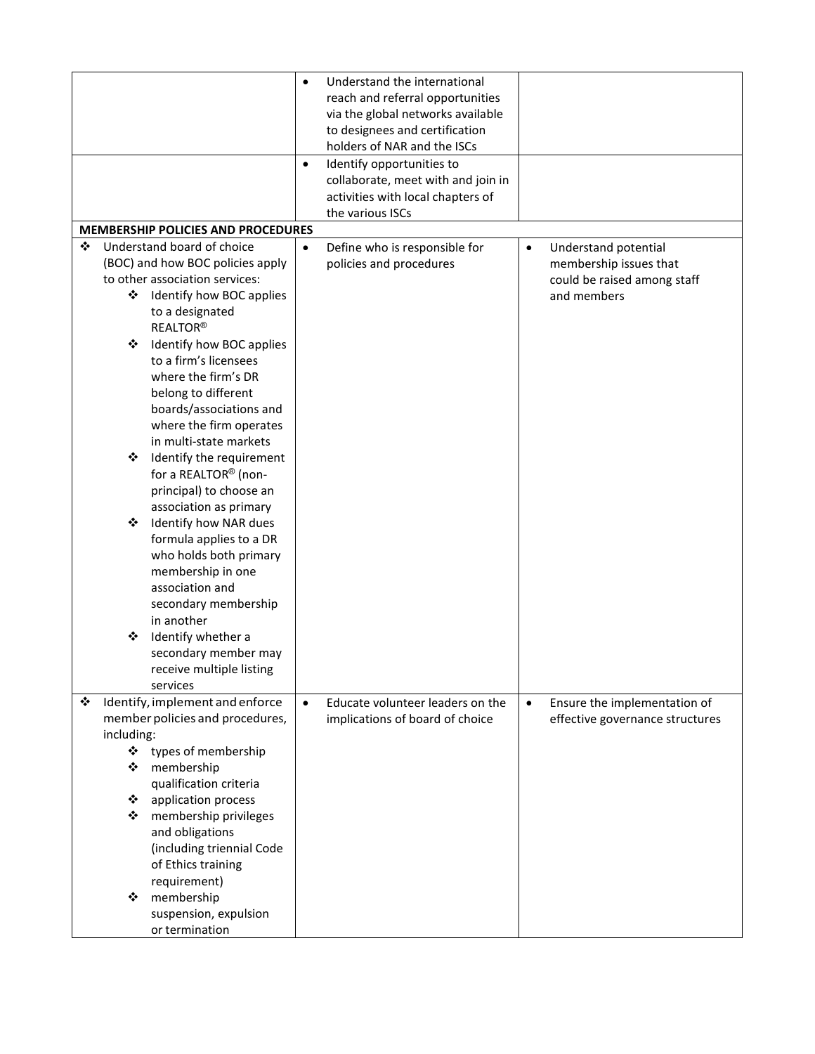| | | |
|---|---|---|
| | • Understand the international reach and referral opportunities via the global networks available to designees and certification holders of NAR and the ISCs | |
| | • Identify opportunities to collaborate, meet with and join in activities with local chapters of the various ISCs | |
| **MEMBERSHIP POLICIES AND PROCEDURES** | | |
| ❖ Understand board of choice (BOC) and how BOC policies apply to other association services:<br>❖ Identify how BOC applies to a designated REALTOR®<br>❖ Identify how BOC applies to a firm's licensees where the firm's DR belong to different boards/associations and where the firm operates in multi-state markets<br>❖ Identify the requirement for a REALTOR® (non-principal) to choose an association as primary<br>❖ Identify how NAR dues formula applies to a DR who holds both primary membership in one association and secondary membership in another<br>❖ Identify whether a secondary member may receive multiple listing services | • Define who is responsible for policies and procedures | • Understand potential membership issues that could be raised among staff and members |
| ❖ Identify, implement and enforce member policies and procedures, including:<br>❖ types of membership<br>❖ membership qualification criteria<br>❖ application process<br>❖ membership privileges and obligations (including triennial Code of Ethics training requirement)<br>❖ membership suspension, expulsion or termination | • Educate volunteer leaders on the implications of board of choice | • Ensure the implementation of effective governance structures |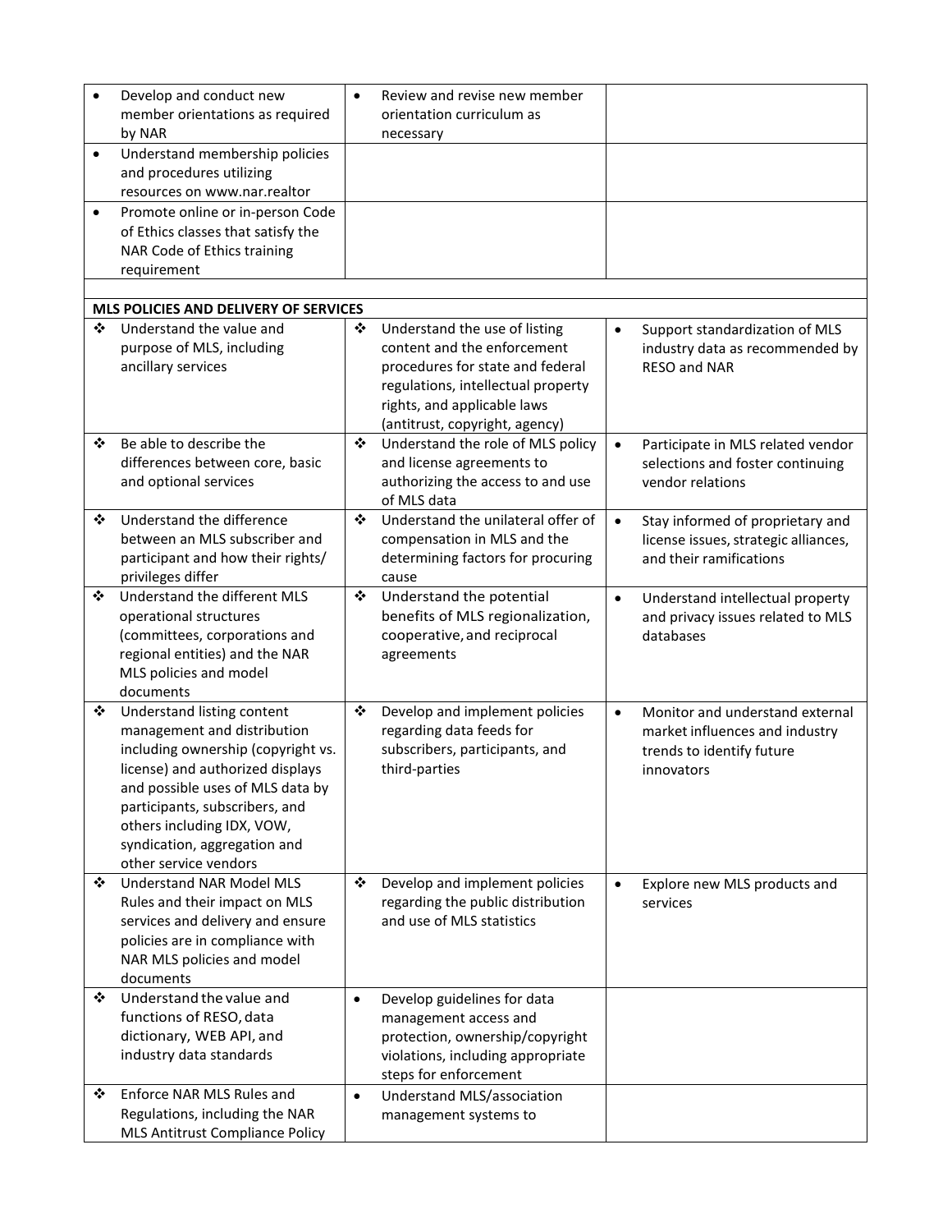| | | |
|---|---|---|
| • Develop and conduct new member orientations as required by NAR | • Review and revise new member orientation curriculum as necessary | |
| • Understand membership policies and procedures utilizing resources on www.nar.realtor | | |
| • Promote online or in-person Code of Ethics classes that satisfy the NAR Code of Ethics training requirement | | |
| | | |
| **MLS POLICIES AND DELIVERY OF SERVICES** | | |
| ❖ Understand the value and purpose of MLS, including ancillary services | ❖ Understand the use of listing content and the enforcement procedures for state and federal regulations, intellectual property rights, and applicable laws (antitrust, copyright, agency) | • Support standardization of MLS industry data as recommended by RESO and NAR |
| ❖ Be able to describe the differences between core, basic and optional services | ❖ Understand the role of MLS policy and license agreements to authorizing the access to and use of MLS data | • Participate in MLS related vendor selections and foster continuing vendor relations |
| ❖ Understand the difference between an MLS subscriber and participant and how their rights/ privileges differ | ❖ Understand the unilateral offer of compensation in MLS and the determining factors for procuring cause | • Stay informed of proprietary and license issues, strategic alliances, and their ramifications |
| ❖ Understand the different MLS operational structures (committees, corporations and regional entities) and the NAR MLS policies and model documents | ❖ Understand the potential benefits of MLS regionalization, cooperative, and reciprocal agreements | • Understand intellectual property and privacy issues related to MLS databases |
| ❖ Understand listing content management and distribution including ownership (copyright vs. license) and authorized displays and possible uses of MLS data by participants, subscribers, and others including IDX, VOW, syndication, aggregation and other service vendors | ❖ Develop and implement policies regarding data feeds for subscribers, participants, and third-parties | • Monitor and understand external market influences and industry trends to identify future innovators |
| ❖ Understand NAR Model MLS Rules and their impact on MLS services and delivery and ensure policies are in compliance with NAR MLS policies and model documents | ❖ Develop and implement policies regarding the public distribution and use of MLS statistics | • Explore new MLS products and services |
| ❖ Understand the value and functions of RESO, data dictionary, WEB API, and industry data standards | • Develop guidelines for data management access and protection, ownership/copyright violations, including appropriate steps for enforcement | |
| ❖ Enforce NAR MLS Rules and Regulations, including the NAR MLS Antitrust Compliance Policy | • Understand MLS/association management systems to | |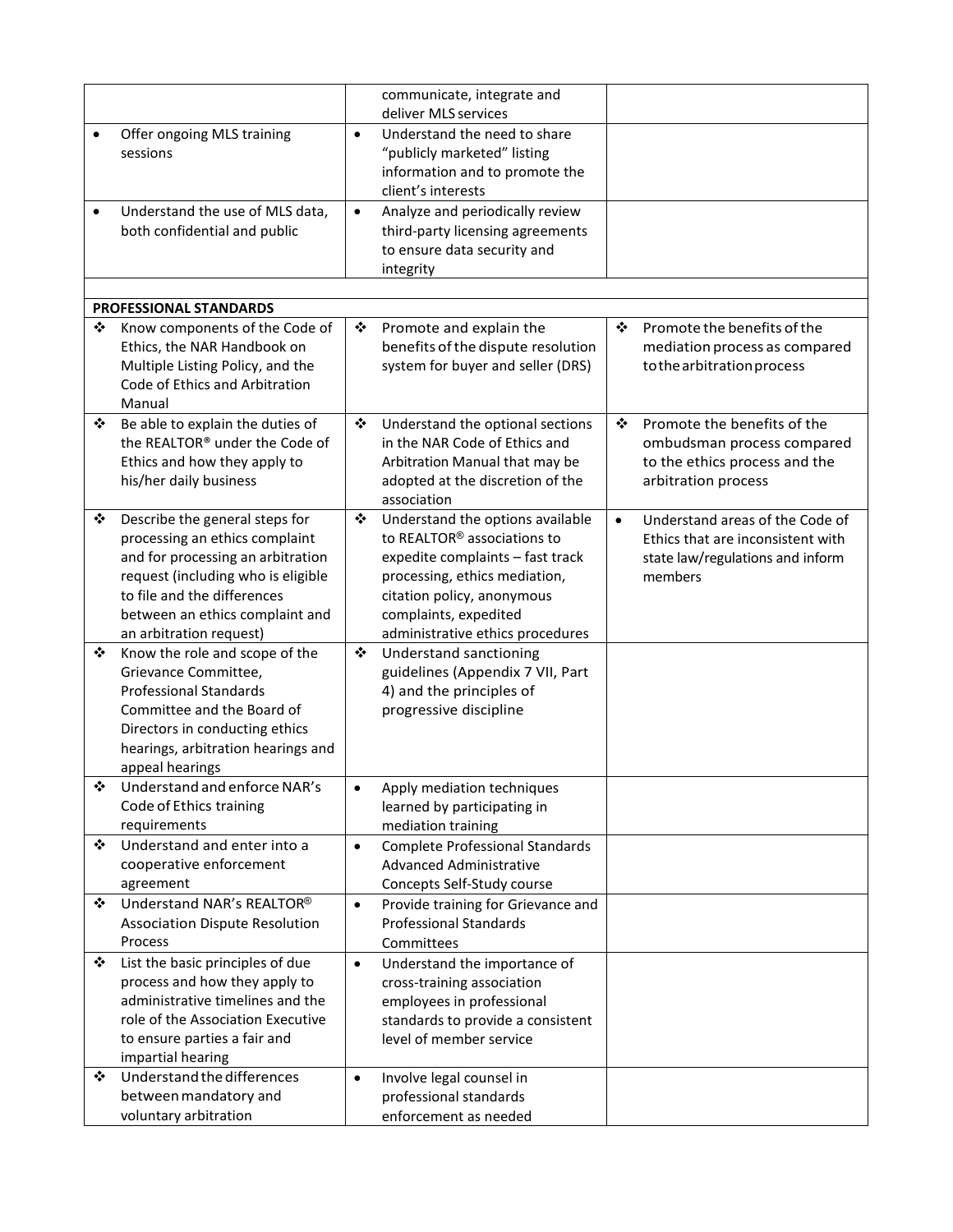| | | |
|---|---|---|
| | communicate, integrate and deliver MLS services | |
| • Offer ongoing MLS training sessions | • Understand the need to share "publicly marketed" listing information and to promote the client's interests | |
| • Understand the use of MLS data, both confidential and public | • Analyze and periodically review third-party licensing agreements to ensure data security and integrity | |
| | | |
| **PROFESSIONAL STANDARDS** | | |
| ❖ Know components of the Code of Ethics, the NAR Handbook on Multiple Listing Policy, and the Code of Ethics and Arbitration Manual | ❖ Promote and explain the benefits of the dispute resolution system for buyer and seller (DRS) | ❖ Promote the benefits of the mediation process as compared to the arbitration process |
| ❖ Be able to explain the duties of the REALTOR® under the Code of Ethics and how they apply to his/her daily business | ❖ Understand the optional sections in the NAR Code of Ethics and Arbitration Manual that may be adopted at the discretion of the association | ❖ Promote the benefits of the ombudsman process compared to the ethics process and the arbitration process |
| ❖ Describe the general steps for processing an ethics complaint and for processing an arbitration request (including who is eligible to file and the differences between an ethics complaint and an arbitration request) | ❖ Understand the options available to REALTOR® associations to expedite complaints – fast track processing, ethics mediation, citation policy, anonymous complaints, expedited administrative ethics procedures | • Understand areas of the Code of Ethics that are inconsistent with state law/regulations and inform members |
| ❖ Know the role and scope of the Grievance Committee, Professional Standards Committee and the Board of Directors in conducting ethics hearings, arbitration hearings and appeal hearings | ❖ Understand sanctioning guidelines (Appendix 7 VII, Part 4) and the principles of progressive discipline | |
| ❖ Understand and enforce NAR's Code of Ethics training requirements | • Apply mediation techniques learned by participating in mediation training | |
| ❖ Understand and enter into a cooperative enforcement agreement | • Complete Professional Standards Advanced Administrative Concepts Self-Study course | |
| ❖ Understand NAR's REALTOR® Association Dispute Resolution Process | • Provide training for Grievance and Professional Standards Committees | |
| ❖ List the basic principles of due process and how they apply to administrative timelines and the role of the Association Executive to ensure parties a fair and impartial hearing | • Understand the importance of cross-training association employees in professional standards to provide a consistent level of member service | |
| ❖ Understand the differences between mandatory and voluntary arbitration | • Involve legal counsel in professional standards enforcement as needed | |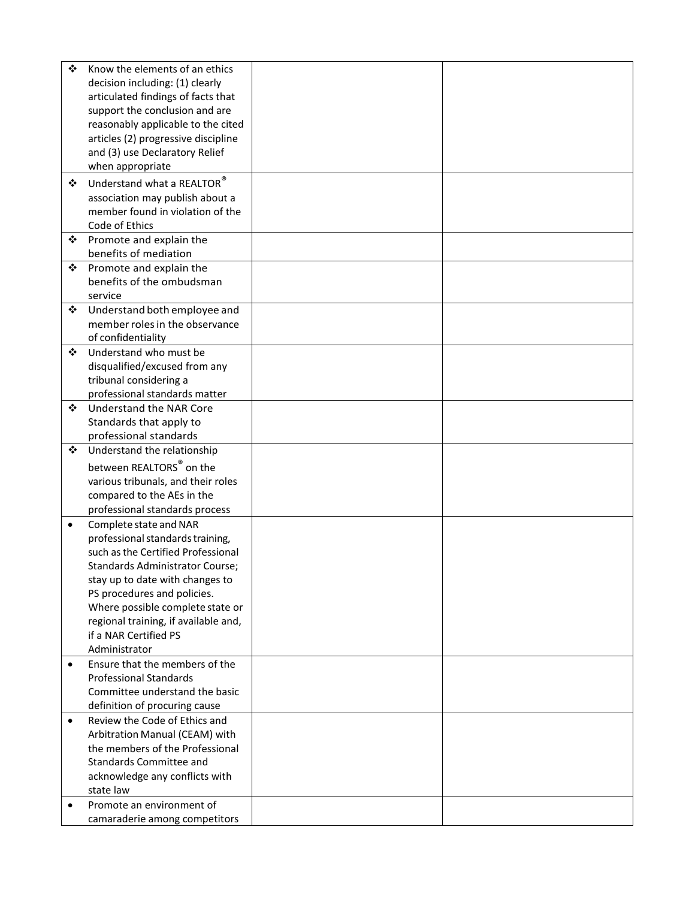| | | |
|---|---|---|
| ❖ Know the elements of an ethics decision including: (1) clearly articulated findings of facts that support the conclusion and are reasonably applicable to the cited articles (2) progressive discipline and (3) use Declaratory Relief when appropriate | | |
| ❖ Understand what a REALTOR® association may publish about a member found in violation of the Code of Ethics | | |
| ❖ Promote and explain the benefits of mediation | | |
| ❖ Promote and explain the benefits of the ombudsman service | | |
| ❖ Understand both employee and member roles in the observance of confidentiality | | |
| ❖ Understand who must be disqualified/excused from any tribunal considering a professional standards matter | | |
| ❖ Understand the NAR Core Standards that apply to professional standards | | |
| ❖ Understand the relationship between REALTORS® on the various tribunals, and their roles compared to the AEs in the professional standards process | | |
| • Complete state and NAR professional standards training, such as the Certified Professional Standards Administrator Course; stay up to date with changes to PS procedures and policies. Where possible complete state or regional training, if available and, if a NAR Certified PS Administrator | | |
| • Ensure that the members of the Professional Standards Committee understand the basic definition of procuring cause | | |
| • Review the Code of Ethics and Arbitration Manual (CEAM) with the members of the Professional Standards Committee and acknowledge any conflicts with state law | | |
| • Promote an environment of camaraderie among competitors | | |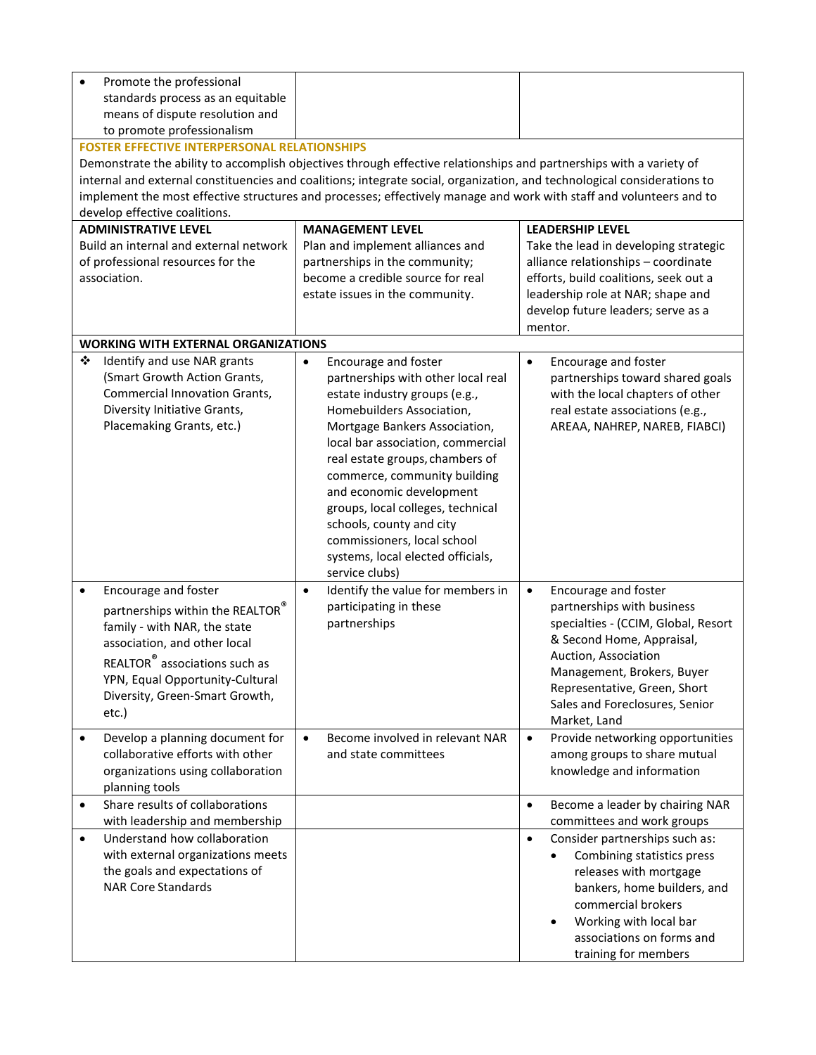| | | |
|---|---|---|
| • Promote the professional standards process as an equitable means of dispute resolution and to promote professionalism | | |

**FOSTER EFFECTIVE INTERPERSONAL RELATIONSHIPS**

Demonstrate the ability to accomplish objectives through effective relationships and partnerships with a variety of internal and external constituencies and coalitions; integrate social, organization, and technological considerations to implement the most effective structures and processes; effectively manage and work with staff and volunteers and to develop effective coalitions.

| **ADMINISTRATIVE LEVEL** Build an internal and external network of professional resources for the association. | **MANAGEMENT LEVEL** Plan and implement alliances and partnerships in the community; become a credible source for real estate issues in the community. | **LEADERSHIP LEVEL** Take the lead in developing strategic alliance relationships – coordinate efforts, build coalitions, seek out a leadership role at NAR; shape and develop future leaders; serve as a mentor. |
|---|---|---|
| **WORKING WITH EXTERNAL ORGANIZATIONS** | | |
| ❖ Identify and use NAR grants (Smart Growth Action Grants, Commercial Innovation Grants, Diversity Initiative Grants, Placemaking Grants, etc.) | • Encourage and foster partnerships with other local real estate industry groups (e.g., Homebuilders Association, Mortgage Bankers Association, local bar association, commercial real estate groups, chambers of commerce, community building and economic development groups, local colleges, technical schools, county and city commissioners, local school systems, local elected officials, service clubs) | • Encourage and foster partnerships toward shared goals with the local chapters of other real estate associations (e.g., AREAA, NAHREP, NAREB, FIABCI) |
| • Encourage and foster partnerships within the REALTOR® family - with NAR, the state association, and other local REALTOR® associations such as YPN, Equal Opportunity-Cultural Diversity, Green-Smart Growth, etc.) | • Identify the value for members in participating in these partnerships | • Encourage and foster partnerships with business specialties - (CCIM, Global, Resort & Second Home, Appraisal, Auction, Association Management, Brokers, Buyer Representative, Green, Short Sales and Foreclosures, Senior Market, Land |
| • Develop a planning document for collaborative efforts with other organizations using collaboration planning tools | • Become involved in relevant NAR and state committees | • Provide networking opportunities among groups to share mutual knowledge and information |
| • Share results of collaborations with leadership and membership | | • Become a leader by chairing NAR committees and work groups |
| • Understand how collaboration with external organizations meets the goals and expectations of NAR Core Standards | | • Consider partnerships such as: <br>• Combining statistics press releases with mortgage bankers, home builders, and commercial brokers <br>• Working with local bar associations on forms and training for members |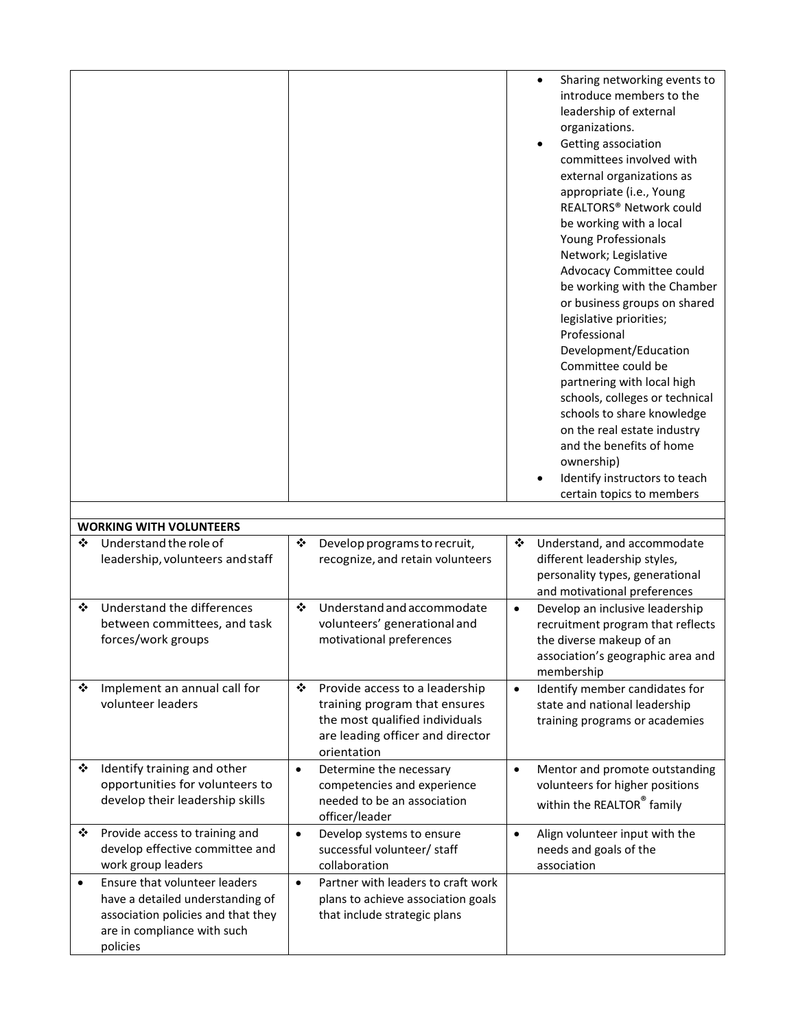| | | |
|---|---|---|
| | | • Sharing networking events to introduce members to the leadership of external organizations.<br>• Getting association committees involved with external organizations as appropriate (i.e., Young REALTORS® Network could be working with a local Young Professionals Network; Legislative Advocacy Committee could be working with the Chamber or business groups on shared legislative priorities; Professional Development/Education Committee could be partnering with local high schools, colleges or technical schools to share knowledge on the real estate industry and the benefits of home ownership)<br>• Identify instructors to teach certain topics to members |
| | | |
| **WORKING WITH VOLUNTEERS** | | |
| ❖ Understand the role of leadership, volunteers and staff | ❖ Develop programs to recruit, recognize, and retain volunteers | ❖ Understand, and accommodate different leadership styles, personality types, generational and motivational preferences |
| ❖ Understand the differences between committees, and task forces/work groups | ❖ Understand and accommodate volunteers' generational and motivational preferences | • Develop an inclusive leadership recruitment program that reflects the diverse makeup of an association's geographic area and membership |
| ❖ Implement an annual call for volunteer leaders | ❖ Provide access to a leadership training program that ensures the most qualified individuals are leading officer and director orientation | • Identify member candidates for state and national leadership training programs or academies |
| ❖ Identify training and other opportunities for volunteers to develop their leadership skills | • Determine the necessary competencies and experience needed to be an association officer/leader | • Mentor and promote outstanding volunteers for higher positions within the REALTOR® family |
| ❖ Provide access to training and develop effective committee and work group leaders | • Develop systems to ensure successful volunteer/ staff collaboration | • Align volunteer input with the needs and goals of the association |
| • Ensure that volunteer leaders have a detailed understanding of association policies and that they are in compliance with such policies | • Partner with leaders to craft work plans to achieve association goals that include strategic plans | |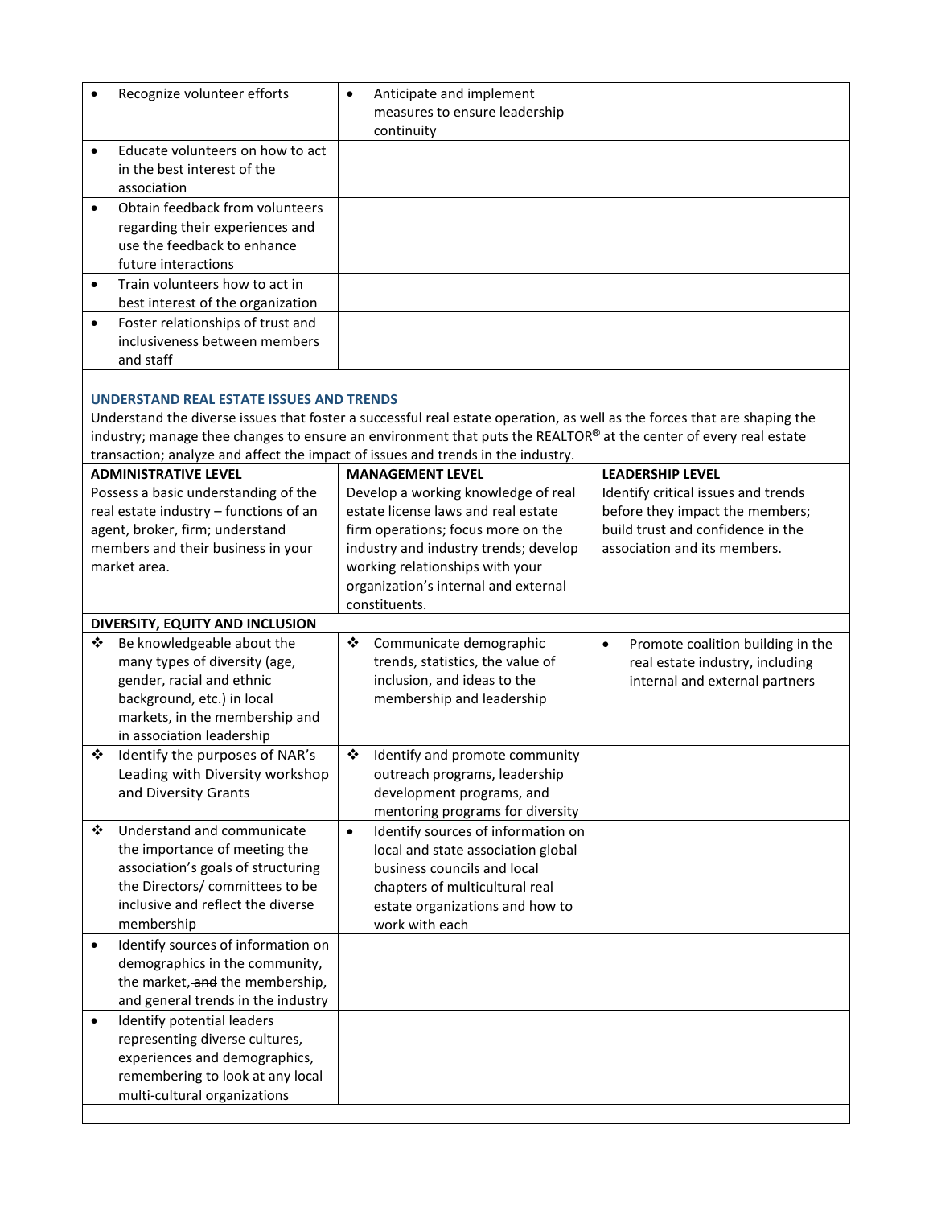| | | |
|---|---|---|
| • Recognize volunteer efforts | • Anticipate and implement measures to ensure leadership continuity | |
| • Educate volunteers on how to act in the best interest of the association | | |
| • Obtain feedback from volunteers regarding their experiences and use the feedback to enhance future interactions | | |
| • Train volunteers how to act in best interest of the organization | | |
| • Foster relationships of trust and inclusiveness between members and staff | | |

## UNDERSTAND REAL ESTATE ISSUES AND TRENDS

Understand the diverse issues that foster a successful real estate operation, as well as the forces that are shaping the industry; manage thee changes to ensure an environment that puts the REALTOR® at the center of every real estate transaction; analyze and affect the impact of issues and trends in the industry.

| **ADMINISTRATIVE LEVEL**<br>Possess a basic understanding of the real estate industry – functions of an agent, broker, firm; understand members and their business in your market area. | **MANAGEMENT LEVEL**<br>Develop a working knowledge of real estate license laws and real estate firm operations; focus more on the industry and industry trends; develop working relationships with your organization's internal and external constituents. | **LEADERSHIP LEVEL**<br>Identify critical issues and trends before they impact the members; build trust and confidence in the association and its members. |
|---|---|---|
| **DIVERSITY, EQUITY AND INCLUSION** | | |
| ❖ Be knowledgeable about the many types of diversity (age, gender, racial and ethnic background, etc.) in local markets, in the membership and in association leadership | ❖ Communicate demographic trends, statistics, the value of inclusion, and ideas to the membership and leadership | • Promote coalition building in the real estate industry, including internal and external partners |
| ❖ Identify the purposes of NAR's Leading with Diversity workshop and Diversity Grants | ❖ Identify and promote community outreach programs, leadership development programs, and mentoring programs for diversity | |
| ❖ Understand and communicate the importance of meeting the association's goals of structuring the Directors/ committees to be inclusive and reflect the diverse membership | • Identify sources of information on local and state association global business councils and local chapters of multicultural real estate organizations and how to work with each | |
| • Identify sources of information on demographics in the community, the market, ~~and~~ the membership, and general trends in the industry | | |
| • Identify potential leaders representing diverse cultures, experiences and demographics, remembering to look at any local multi-cultural organizations | | |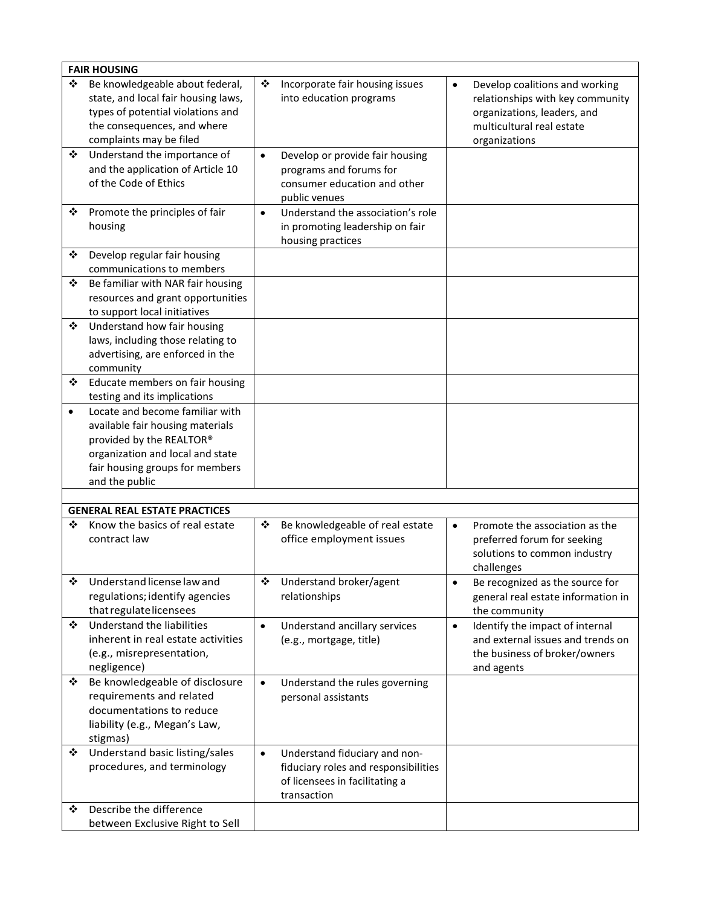| FAIR HOUSING | | |
|---|---|---|
| ❖ Be knowledgeable about federal, state, and local fair housing laws, types of potential violations and the consequences, and where complaints may be filed | ❖ Incorporate fair housing issues into education programs | • Develop coalitions and working relationships with key community organizations, leaders, and multicultural real estate organizations |
| ❖ Understand the importance of and the application of Article 10 of the Code of Ethics | • Develop or provide fair housing programs and forums for consumer education and other public venues | |
| ❖ Promote the principles of fair housing | • Understand the association's role in promoting leadership on fair housing practices | |
| ❖ Develop regular fair housing communications to members | | |
| ❖ Be familiar with NAR fair housing resources and grant opportunities to support local initiatives | | |
| ❖ Understand how fair housing laws, including those relating to advertising, are enforced in the community | | |
| ❖ Educate members on fair housing testing and its implications | | |
| • Locate and become familiar with available fair housing materials provided by the REALTOR® organization and local and state fair housing groups for members and the public | | |
| | | |
| **GENERAL REAL ESTATE PRACTICES** | | |
| ❖ Know the basics of real estate contract law | ❖ Be knowledgeable of real estate office employment issues | • Promote the association as the preferred forum for seeking solutions to common industry challenges |
| ❖ Understand license law and regulations; identify agencies that regulate licensees | ❖ Understand broker/agent relationships | • Be recognized as the source for general real estate information in the community |
| ❖ Understand the liabilities inherent in real estate activities (e.g., misrepresentation, negligence) | • Understand ancillary services (e.g., mortgage, title) | • Identify the impact of internal and external issues and trends on the business of broker/owners and agents |
| ❖ Be knowledgeable of disclosure requirements and related documentations to reduce liability (e.g., Megan's Law, stigmas) | • Understand the rules governing personal assistants | |
| ❖ Understand basic listing/sales procedures, and terminology | • Understand fiduciary and non-fiduciary roles and responsibilities of licensees in facilitating a transaction | |
| ❖ Describe the difference between Exclusive Right to Sell | | |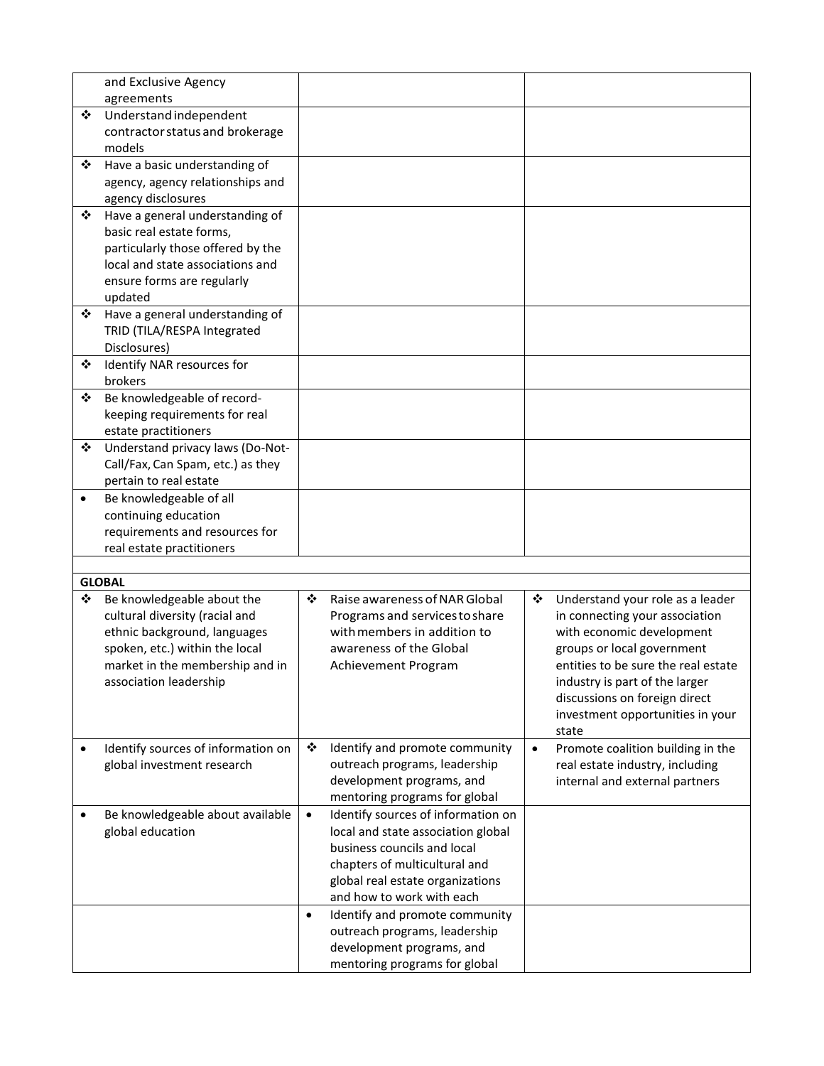| | | |
|---|---|---|
| and Exclusive Agency agreements | | |
| ❖ Understand independent contractor status and brokerage models | | |
| ❖ Have a basic understanding of agency, agency relationships and agency disclosures | | |
| ❖ Have a general understanding of basic real estate forms, particularly those offered by the local and state associations and ensure forms are regularly updated | | |
| ❖ Have a general understanding of TRID (TILA/RESPA Integrated Disclosures) | | |
| ❖ Identify NAR resources for brokers | | |
| ❖ Be knowledgeable of record-keeping requirements for real estate practitioners | | |
| ❖ Understand privacy laws (Do-Not-Call/Fax, Can Spam, etc.) as they pertain to real estate | | |
| • Be knowledgeable of all continuing education requirements and resources for real estate practitioners | | |
| | | |
| **GLOBAL** | | |
| ❖ Be knowledgeable about the cultural diversity (racial and ethnic background, languages spoken, etc.) within the local market in the membership and in association leadership | ❖ Raise awareness of NAR Global Programs and services to share with members in addition to awareness of the Global Achievement Program | ❖ Understand your role as a leader in connecting your association with economic development groups or local government entities to be sure the real estate industry is part of the larger discussions on foreign direct investment opportunities in your state |
| • Identify sources of information on global investment research | ❖ Identify and promote community outreach programs, leadership development programs, and mentoring programs for global | • Promote coalition building in the real estate industry, including internal and external partners |
| • Be knowledgeable about available global education | • Identify sources of information on local and state association global business councils and local chapters of multicultural and global real estate organizations and how to work with each | |
| | • Identify and promote community outreach programs, leadership development programs, and mentoring programs for global | |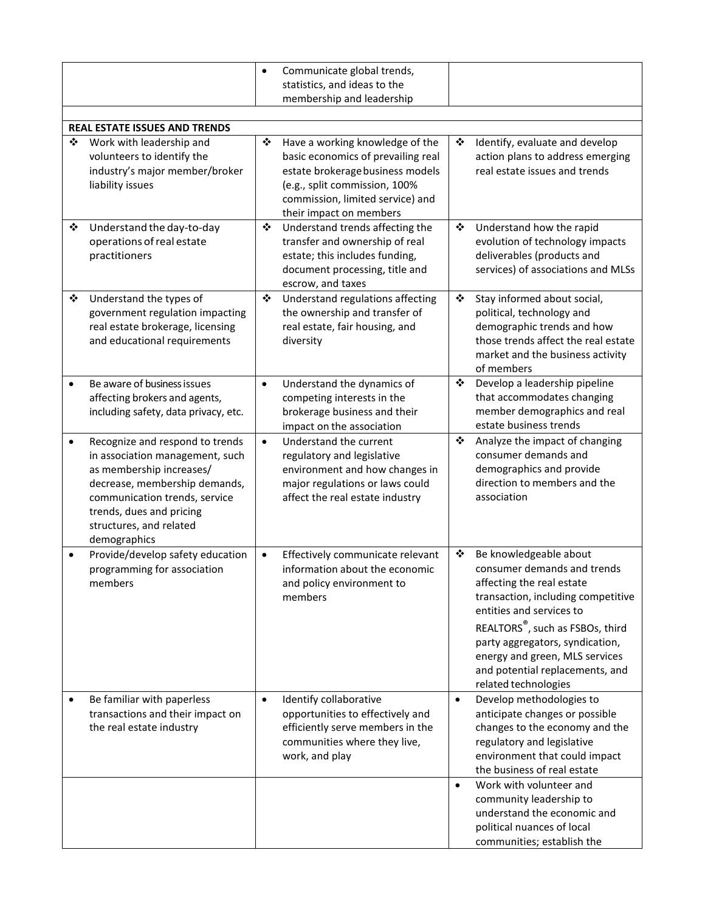| | | |
|---|---|---|
| | • Communicate global trends, statistics, and ideas to the membership and leadership | |
| | | |
| **REAL ESTATE ISSUES AND TRENDS** | | |
| ❖ Work with leadership and volunteers to identify the industry's major member/broker liability issues | ❖ Have a working knowledge of the basic economics of prevailing real estate brokerage business models (e.g., split commission, 100% commission, limited service) and their impact on members | ❖ Identify, evaluate and develop action plans to address emerging real estate issues and trends |
| ❖ Understand the day-to-day operations of real estate practitioners | ❖ Understand trends affecting the transfer and ownership of real estate; this includes funding, document processing, title and escrow, and taxes | ❖ Understand how the rapid evolution of technology impacts deliverables (products and services) of associations and MLSs |
| ❖ Understand the types of government regulation impacting real estate brokerage, licensing and educational requirements | ❖ Understand regulations affecting the ownership and transfer of real estate, fair housing, and diversity | ❖ Stay informed about social, political, technology and demographic trends and how those trends affect the real estate market and the business activity of members |
| • Be aware of business issues affecting brokers and agents, including safety, data privacy, etc. | • Understand the dynamics of competing interests in the brokerage business and their impact on the association | ❖ Develop a leadership pipeline that accommodates changing member demographics and real estate business trends |
| • Recognize and respond to trends in association management, such as membership increases/ decrease, membership demands, communication trends, service trends, dues and pricing structures, and related demographics | • Understand the current regulatory and legislative environment and how changes in major regulations or laws could affect the real estate industry | ❖ Analyze the impact of changing consumer demands and demographics and provide direction to members and the association |
| • Provide/develop safety education programming for association members | • Effectively communicate relevant information about the economic and policy environment to members | ❖ Be knowledgeable about consumer demands and trends affecting the real estate transaction, including competitive entities and services to REALTORS®, such as FSBOs, third party aggregators, syndication, energy and green, MLS services and potential replacements, and related technologies |
| • Be familiar with paperless transactions and their impact on the real estate industry | • Identify collaborative opportunities to effectively and efficiently serve members in the communities where they live, work, and play | • Develop methodologies to anticipate changes or possible changes to the economy and the regulatory and legislative environment that could impact the business of real estate |
| | | • Work with volunteer and community leadership to understand the economic and political nuances of local communities; establish the |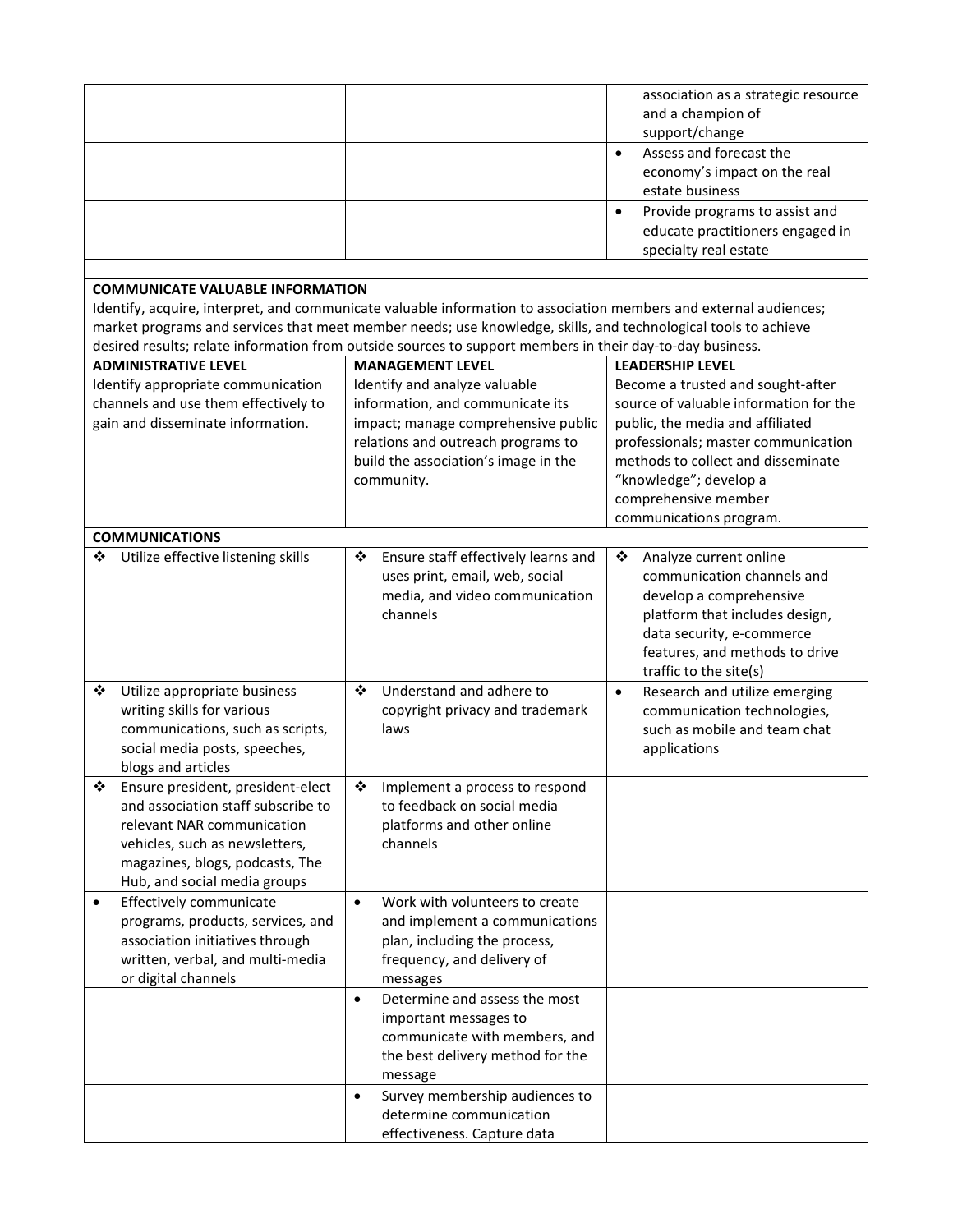| | | |
|---|---|---|
| | | association as a strategic resource and a champion of support/change |
| | | • Assess and forecast the economy's impact on the real estate business |
| | | • Provide programs to assist and educate practitioners engaged in specialty real estate |
| | | |
| **COMMUNICATE VALUABLE INFORMATION**<br>Identify, acquire, interpret, and communicate valuable information to association members and external audiences; market programs and services that meet member needs; use knowledge, skills, and technological tools to achieve desired results; relate information from outside sources to support members in their day-to-day business. | | |
| **ADMINISTRATIVE LEVEL**<br>Identify appropriate communication channels and use them effectively to gain and disseminate information. | **MANAGEMENT LEVEL**<br>Identify and analyze valuable information, and communicate its impact; manage comprehensive public relations and outreach programs to build the association's image in the community. | **LEADERSHIP LEVEL**<br>Become a trusted and sought-after source of valuable information for the public, the media and affiliated professionals; master communication methods to collect and disseminate "knowledge"; develop a comprehensive member communications program. |
| **COMMUNICATIONS** | | |
| ❖ Utilize effective listening skills | ❖ Ensure staff effectively learns and uses print, email, web, social media, and video communication channels | ❖ Analyze current online communication channels and develop a comprehensive platform that includes design, data security, e-commerce features, and methods to drive traffic to the site(s) |
| ❖ Utilize appropriate business writing skills for various communications, such as scripts, social media posts, speeches, blogs and articles | ❖ Understand and adhere to copyright privacy and trademark laws | • Research and utilize emerging communication technologies, such as mobile and team chat applications |
| ❖ Ensure president, president-elect and association staff subscribe to relevant NAR communication vehicles, such as newsletters, magazines, blogs, podcasts, The Hub, and social media groups | ❖ Implement a process to respond to feedback on social media platforms and other online channels | |
| • Effectively communicate programs, products, services, and association initiatives through written, verbal, and multi-media or digital channels | • Work with volunteers to create and implement a communications plan, including the process, frequency, and delivery of messages | |
| | • Determine and assess the most important messages to communicate with members, and the best delivery method for the message | |
| | • Survey membership audiences to determine communication effectiveness. Capture data | |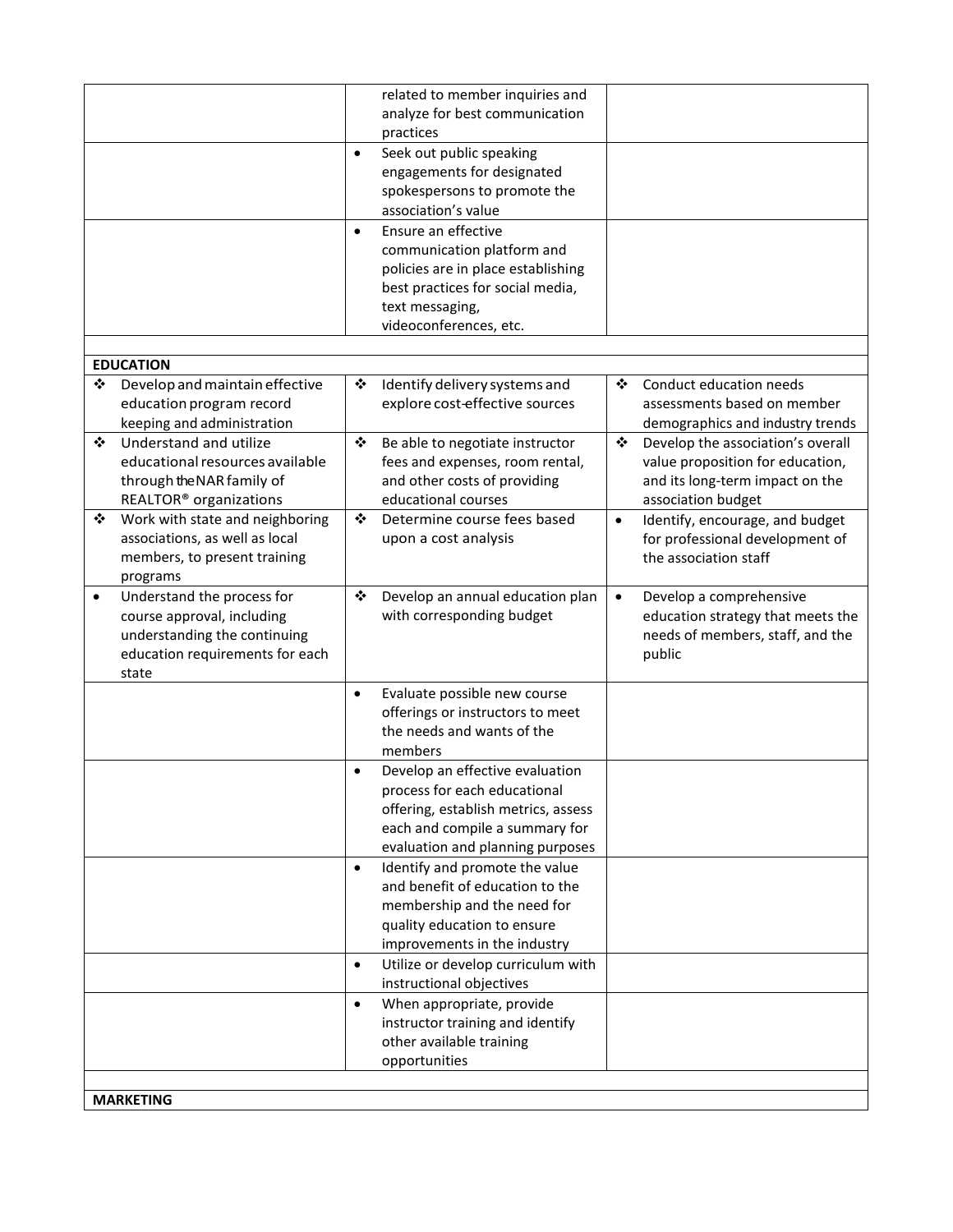| | | |
|---|---|---|
| | related to member inquiries and analyze for best communication practices | |
| | • Seek out public speaking engagements for designated spokespersons to promote the association's value | |
| | • Ensure an effective communication platform and policies are in place establishing best practices for social media, text messaging, videoconferences, etc. | |
| | | |
| **EDUCATION** | | |
| ❖ Develop and maintain effective education program record keeping and administration | ❖ Identify delivery systems and explore cost-effective sources | ❖ Conduct education needs assessments based on member demographics and industry trends |
| ❖ Understand and utilize educational resources available through the NAR family of REALTOR® organizations | ❖ Be able to negotiate instructor fees and expenses, room rental, and other costs of providing educational courses | ❖ Develop the association's overall value proposition for education, and its long-term impact on the association budget |
| ❖ Work with state and neighboring associations, as well as local members, to present training programs | ❖ Determine course fees based upon a cost analysis | • Identify, encourage, and budget for professional development of the association staff |
| • Understand the process for course approval, including understanding the continuing education requirements for each state | ❖ Develop an annual education plan with corresponding budget | • Develop a comprehensive education strategy that meets the needs of members, staff, and the public |
| | • Evaluate possible new course offerings or instructors to meet the needs and wants of the members | |
| | • Develop an effective evaluation process for each educational offering, establish metrics, assess each and compile a summary for evaluation and planning purposes | |
| | • Identify and promote the value and benefit of education to the membership and the need for quality education to ensure improvements in the industry | |
| | • Utilize or develop curriculum with instructional objectives | |
| | • When appropriate, provide instructor training and identify other available training opportunities | |
| | | |
| **MARKETING** | | |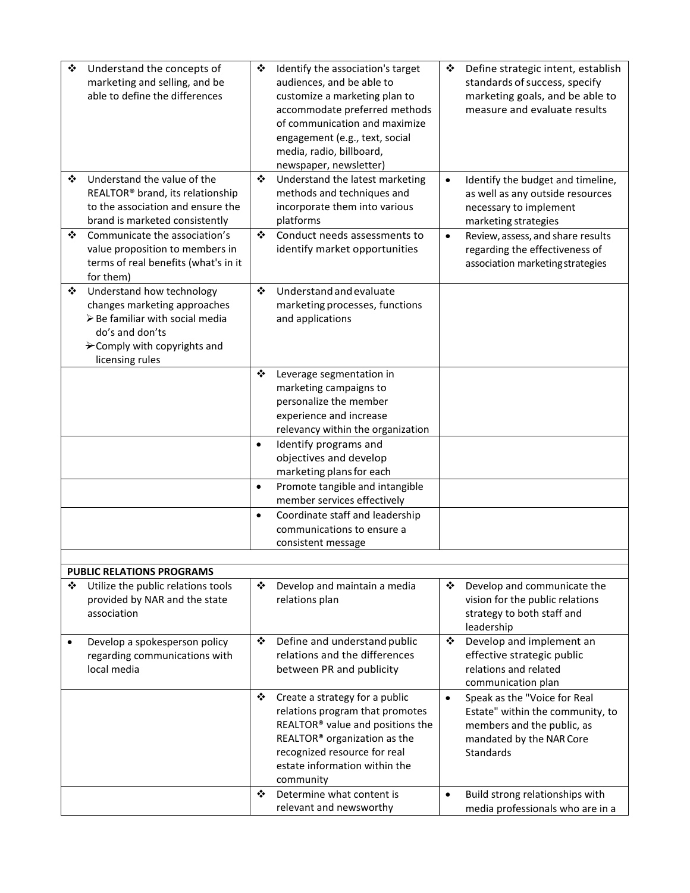| | | |
|---|---|---|
| ❖ Understand the concepts of marketing and selling, and be able to define the differences | ❖ Identify the association's target audiences, and be able to customize a marketing plan to accommodate preferred methods of communication and maximize engagement (e.g., text, social media, radio, billboard, newspaper, newsletter) | ❖ Define strategic intent, establish standards of success, specify marketing goals, and be able to measure and evaluate results |
| ❖ Understand the value of the REALTOR® brand, its relationship to the association and ensure the brand is marketed consistently | ❖ Understand the latest marketing methods and techniques and incorporate them into various platforms | • Identify the budget and timeline, as well as any outside resources necessary to implement marketing strategies |
| ❖ Communicate the association's value proposition to members in terms of real benefits (what's in it for them) | ❖ Conduct needs assessments to identify market opportunities | • Review, assess, and share results regarding the effectiveness of association marketing strategies |
| ❖ Understand how technology changes marketing approaches<br>➢ Be familiar with social media do's and don'ts<br>➢ Comply with copyrights and licensing rules | ❖ Understand and evaluate marketing processes, functions and applications | |
| | ❖ Leverage segmentation in marketing campaigns to personalize the member experience and increase relevancy within the organization | |
| | • Identify programs and objectives and develop marketing plans for each | |
| | • Promote tangible and intangible member services effectively | |
| | • Coordinate staff and leadership communications to ensure a consistent message | |
| | | |
| **PUBLIC RELATIONS PROGRAMS** | | |
| ❖ Utilize the public relations tools provided by NAR and the state association | ❖ Develop and maintain a media relations plan | ❖ Develop and communicate the vision for the public relations strategy to both staff and leadership |
| • Develop a spokesperson policy regarding communications with local media | ❖ Define and understand public relations and the differences between PR and publicity | ❖ Develop and implement an effective strategic public relations and related communication plan |
| | ❖ Create a strategy for a public relations program that promotes REALTOR® value and positions the REALTOR® organization as the recognized resource for real estate information within the community | • Speak as the "Voice for Real Estate" within the community, to members and the public, as mandated by the NAR Core Standards |
| | ❖ Determine what content is relevant and newsworthy | • Build strong relationships with media professionals who are in a |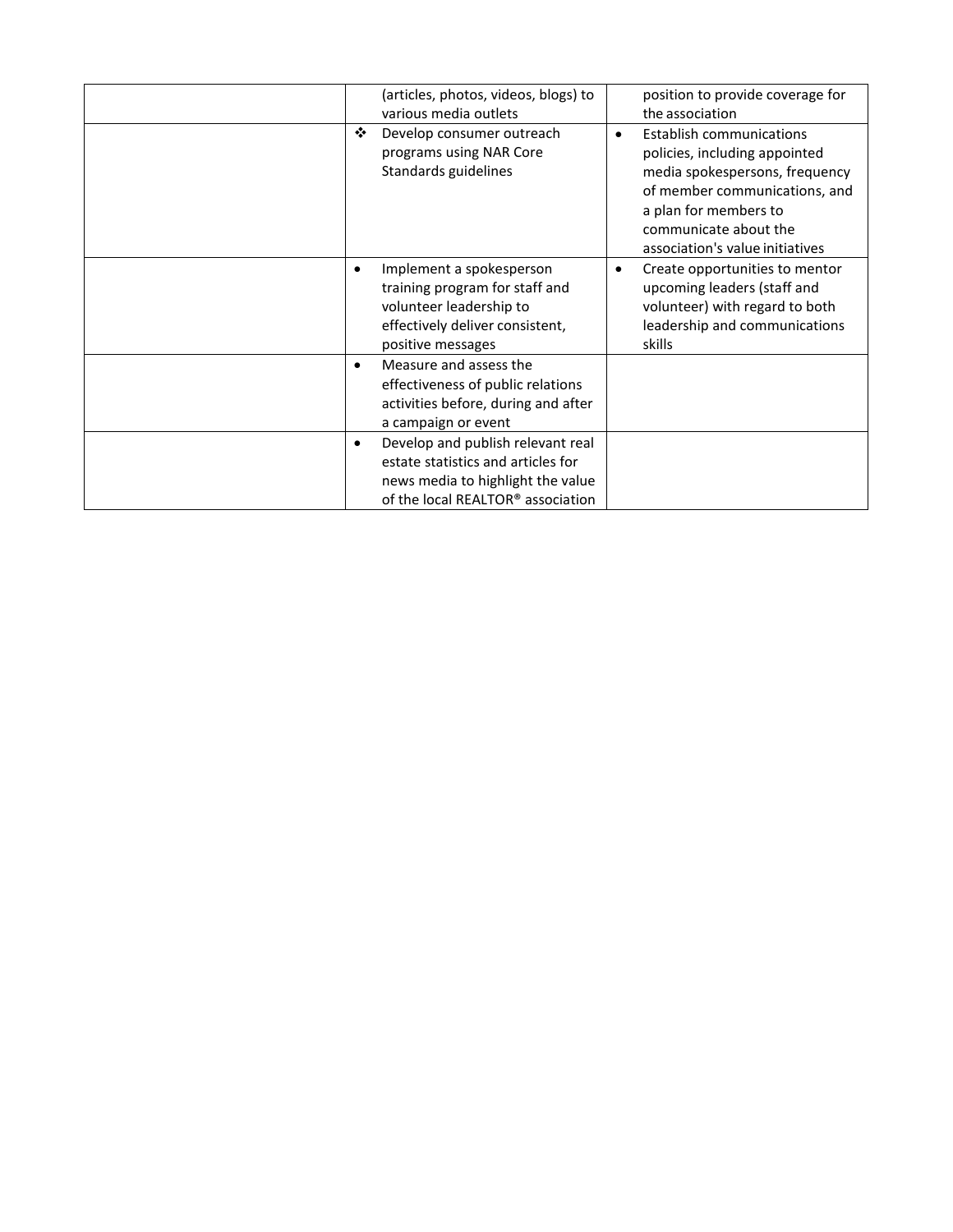| | | |
|---|---|---|
| | (articles, photos, videos, blogs) to various media outlets | position to provide coverage for the association |
| | ❖ Develop consumer outreach programs using NAR Core Standards guidelines | • Establish communications policies, including appointed media spokespersons, frequency of member communications, and a plan for members to communicate about the association's value initiatives |
| | • Implement a spokesperson training program for staff and volunteer leadership to effectively deliver consistent, positive messages | • Create opportunities to mentor upcoming leaders (staff and volunteer) with regard to both leadership and communications skills |
| | • Measure and assess the effectiveness of public relations activities before, during and after a campaign or event | |
| | • Develop and publish relevant real estate statistics and articles for news media to highlight the value of the local REALTOR® association | |